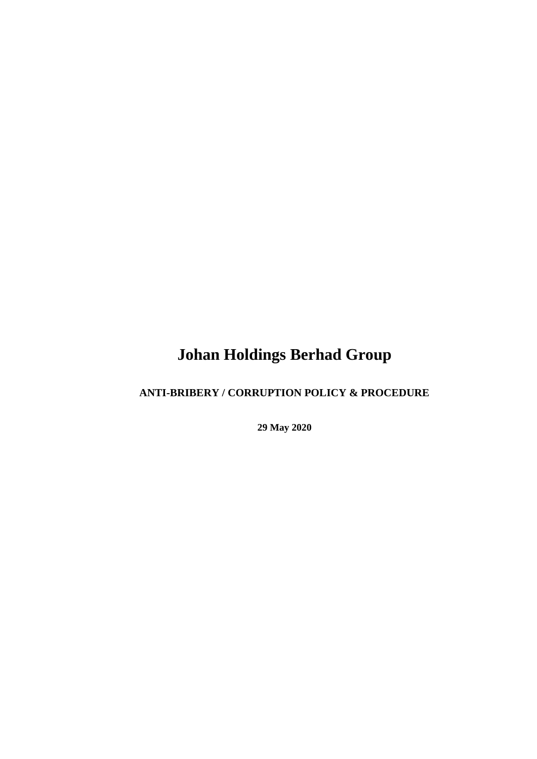# Johan Holdings Berhad Group

**ANTI-BRIBERY / CORRUPTION POLICY & PROCEDURE**

**29 May 2020**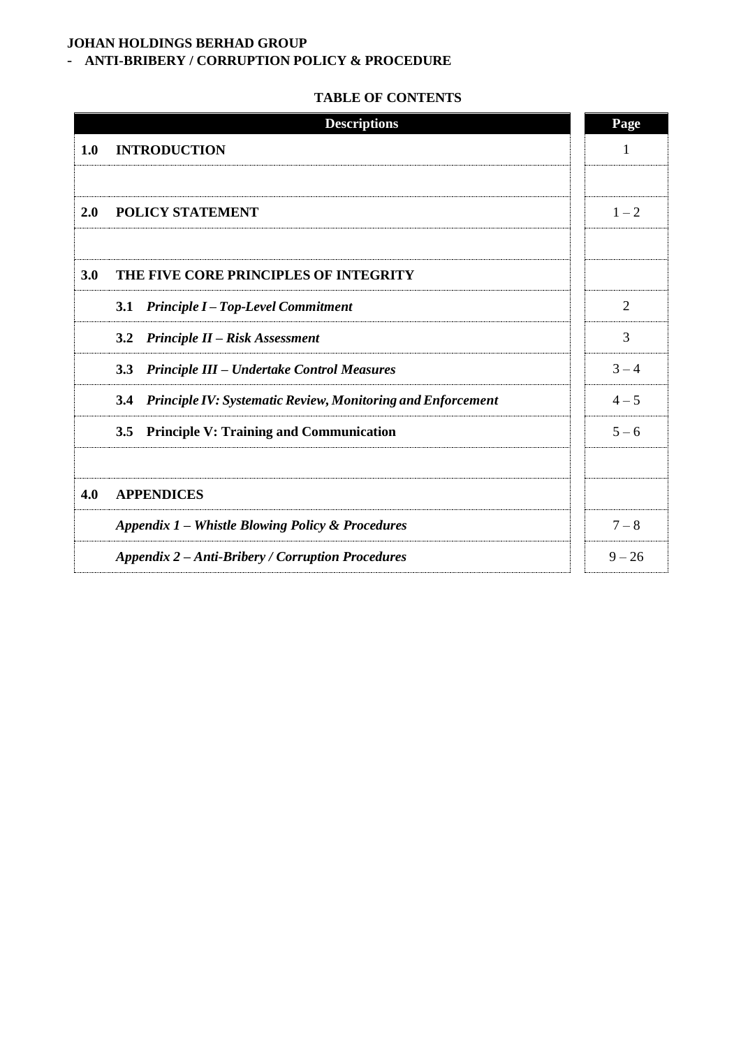**JOHAN HOLDINGS BERHAD GROUP**
**- ANTI-BRIBERY / CORRUPTION POLICY & PROCEDURE**

## TABLE OF CONTENTS

| Descriptions | | Page |
|---|---|---|
| **1.0** | **INTRODUCTION** | 1 |
| | | |
| **2.0** | **POLICY STATEMENT** | 1 – 2 |
| | | |
| **3.0** | **THE FIVE CORE PRINCIPLES OF INTEGRITY** | |
| | **3.1** ***Principle I – Top-Level Commitment*** | 2 |
| | **3.2** ***Principle II – Risk Assessment*** | 3 |
| | **3.3** ***Principle III – Undertake Control Measures*** | 3 – 4 |
| | **3.4** ***Principle IV: Systematic Review, Monitoring and Enforcement*** | 4 – 5 |
| | **3.5** **Principle V: Training and Communication** | 5 – 6 |
| | | |
| **4.0** | **APPENDICES** | |
| | ***Appendix 1 – Whistle Blowing Policy & Procedures*** | 7 – 8 |
| | ***Appendix 2 – Anti-Bribery / Corruption Procedures*** | 9 – 26 |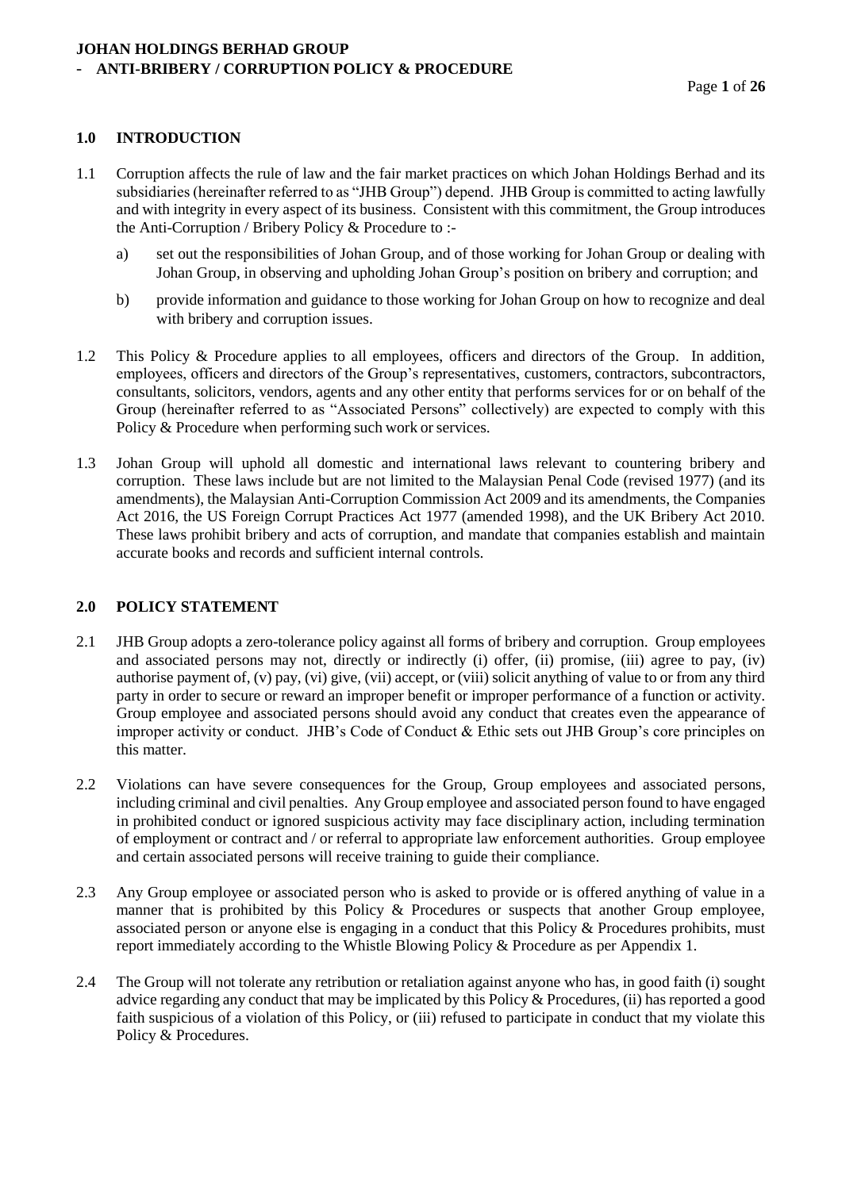## 1.0 INTRODUCTION

1.1 Corruption affects the rule of law and the fair market practices on which Johan Holdings Berhad and its subsidiaries (hereinafter referred to as "JHB Group") depend. JHB Group is committed to acting lawfully and with integrity in every aspect of its business. Consistent with this commitment, the Group introduces the Anti-Corruption / Bribery Policy & Procedure to :-

   a) set out the responsibilities of Johan Group, and of those working for Johan Group or dealing with Johan Group, in observing and upholding Johan Group's position on bribery and corruption; and

   b) provide information and guidance to those working for Johan Group on how to recognize and deal with bribery and corruption issues.

1.2 This Policy & Procedure applies to all employees, officers and directors of the Group. In addition, employees, officers and directors of the Group's representatives, customers, contractors, subcontractors, consultants, solicitors, vendors, agents and any other entity that performs services for or on behalf of the Group (hereinafter referred to as "Associated Persons" collectively) are expected to comply with this Policy & Procedure when performing such work or services.

1.3 Johan Group will uphold all domestic and international laws relevant to countering bribery and corruption. These laws include but are not limited to the Malaysian Penal Code (revised 1977) (and its amendments), the Malaysian Anti-Corruption Commission Act 2009 and its amendments, the Companies Act 2016, the US Foreign Corrupt Practices Act 1977 (amended 1998), and the UK Bribery Act 2010. These laws prohibit bribery and acts of corruption, and mandate that companies establish and maintain accurate books and records and sufficient internal controls.

## 2.0 POLICY STATEMENT

2.1 JHB Group adopts a zero-tolerance policy against all forms of bribery and corruption. Group employees and associated persons may not, directly or indirectly (i) offer, (ii) promise, (iii) agree to pay, (iv) authorise payment of, (v) pay, (vi) give, (vii) accept, or (viii) solicit anything of value to or from any third party in order to secure or reward an improper benefit or improper performance of a function or activity. Group employee and associated persons should avoid any conduct that creates even the appearance of improper activity or conduct. JHB's Code of Conduct & Ethic sets out JHB Group's core principles on this matter.

2.2 Violations can have severe consequences for the Group, Group employees and associated persons, including criminal and civil penalties. Any Group employee and associated person found to have engaged in prohibited conduct or ignored suspicious activity may face disciplinary action, including termination of employment or contract and / or referral to appropriate law enforcement authorities. Group employee and certain associated persons will receive training to guide their compliance.

2.3 Any Group employee or associated person who is asked to provide or is offered anything of value in a manner that is prohibited by this Policy & Procedures or suspects that another Group employee, associated person or anyone else is engaging in a conduct that this Policy & Procedures prohibits, must report immediately according to the Whistle Blowing Policy & Procedure as per Appendix 1.

2.4 The Group will not tolerate any retribution or retaliation against anyone who has, in good faith (i) sought advice regarding any conduct that may be implicated by this Policy & Procedures, (ii) has reported a good faith suspicious of a violation of this Policy, or (iii) refused to participate in conduct that my violate this Policy & Procedures.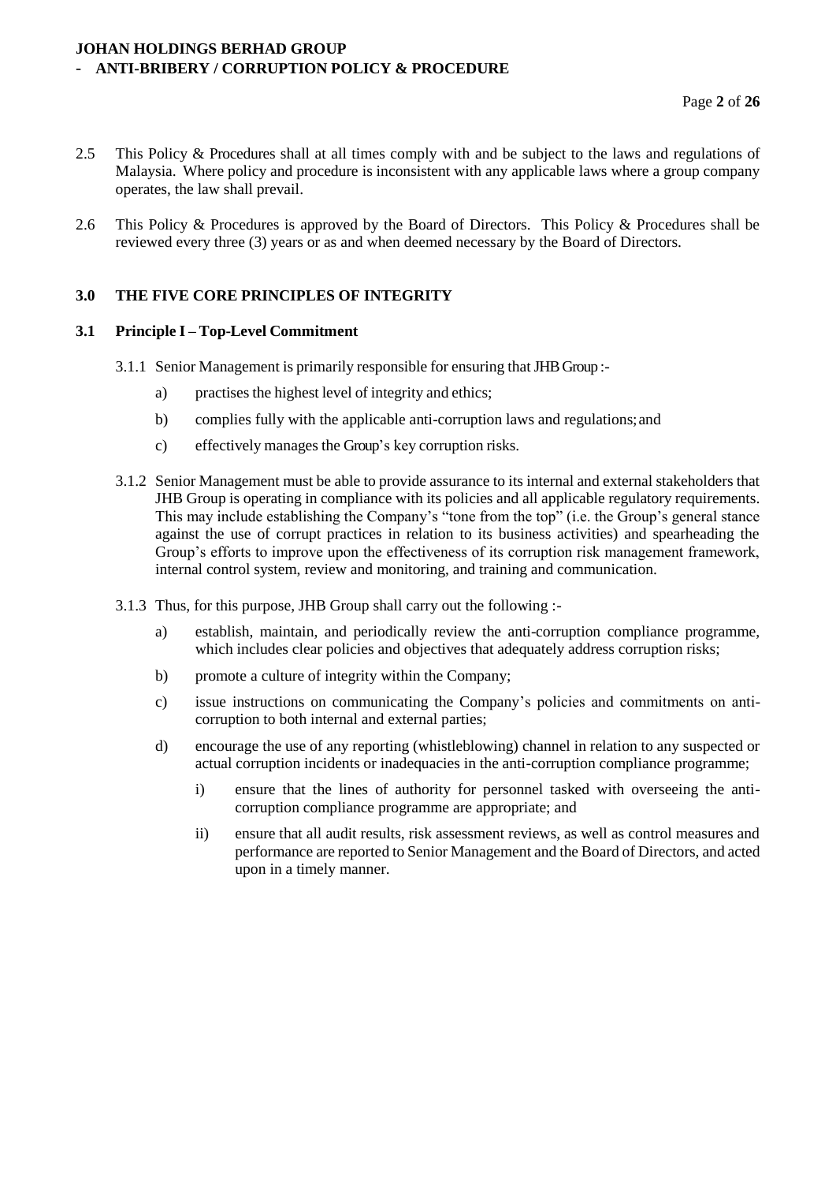2.5 This Policy & Procedures shall at all times comply with and be subject to the laws and regulations of Malaysia. Where policy and procedure is inconsistent with any applicable laws where a group company operates, the law shall prevail.

2.6 This Policy & Procedures is approved by the Board of Directors. This Policy & Procedures shall be reviewed every three (3) years or as and when deemed necessary by the Board of Directors.

## 3.0 THE FIVE CORE PRINCIPLES OF INTEGRITY

### 3.1 Principle I – Top-Level Commitment

3.1.1 Senior Management is primarily responsible for ensuring that JHB Group :-

a) practises the highest level of integrity and ethics;

b) complies fully with the applicable anti-corruption laws and regulations; and

c) effectively manages the Group's key corruption risks.

3.1.2 Senior Management must be able to provide assurance to its internal and external stakeholders that JHB Group is operating in compliance with its policies and all applicable regulatory requirements. This may include establishing the Company's "tone from the top" (i.e. the Group's general stance against the use of corrupt practices in relation to its business activities) and spearheading the Group's efforts to improve upon the effectiveness of its corruption risk management framework, internal control system, review and monitoring, and training and communication.

3.1.3 Thus, for this purpose, JHB Group shall carry out the following :-

a) establish, maintain, and periodically review the anti-corruption compliance programme, which includes clear policies and objectives that adequately address corruption risks;

b) promote a culture of integrity within the Company;

c) issue instructions on communicating the Company's policies and commitments on anti-corruption to both internal and external parties;

d) encourage the use of any reporting (whistleblowing) channel in relation to any suspected or actual corruption incidents or inadequacies in the anti-corruption compliance programme;

i) ensure that the lines of authority for personnel tasked with overseeing the anti-corruption compliance programme are appropriate; and

ii) ensure that all audit results, risk assessment reviews, as well as control measures and performance are reported to Senior Management and the Board of Directors, and acted upon in a timely manner.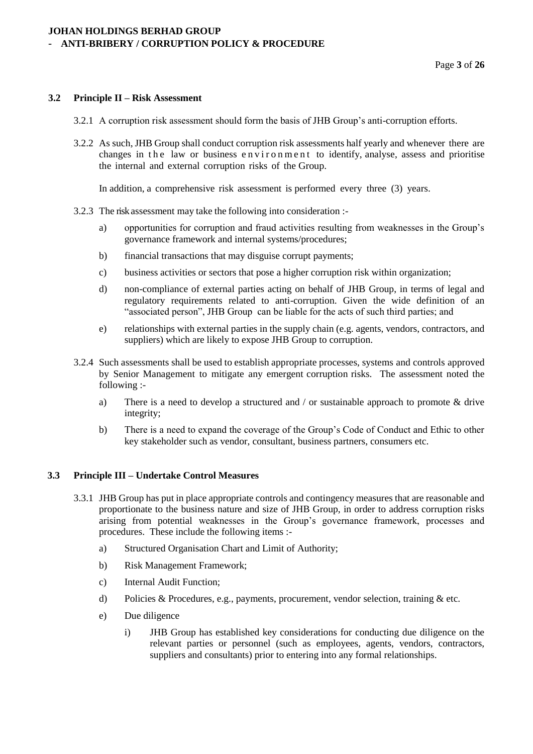### 3.2 Principle II – Risk Assessment

3.2.1 A corruption risk assessment should form the basis of JHB Group's anti-corruption efforts.

3.2.2 As such, JHB Group shall conduct corruption risk assessments half yearly and whenever there are changes in the law or business environment to identify, analyse, assess and prioritise the internal and external corruption risks of the Group.

In addition, a comprehensive risk assessment is performed every three (3) years.

3.2.3 The risk assessment may take the following into consideration :-

a) opportunities for corruption and fraud activities resulting from weaknesses in the Group's governance framework and internal systems/procedures;

b) financial transactions that may disguise corrupt payments;

c) business activities or sectors that pose a higher corruption risk within organization;

d) non-compliance of external parties acting on behalf of JHB Group, in terms of legal and regulatory requirements related to anti-corruption. Given the wide definition of an "associated person", JHB Group can be liable for the acts of such third parties; and

e) relationships with external parties in the supply chain (e.g. agents, vendors, contractors, and suppliers) which are likely to expose JHB Group to corruption.

3.2.4 Such assessments shall be used to establish appropriate processes, systems and controls approved by Senior Management to mitigate any emergent corruption risks. The assessment noted the following :-

a) There is a need to develop a structured and / or sustainable approach to promote & drive integrity;

b) There is a need to expand the coverage of the Group's Code of Conduct and Ethic to other key stakeholder such as vendor, consultant, business partners, consumers etc.

### 3.3 Principle III – Undertake Control Measures

3.3.1 JHB Group has put in place appropriate controls and contingency measures that are reasonable and proportionate to the business nature and size of JHB Group, in order to address corruption risks arising from potential weaknesses in the Group's governance framework, processes and procedures. These include the following items :-

a) Structured Organisation Chart and Limit of Authority;

b) Risk Management Framework;

c) Internal Audit Function;

d) Policies & Procedures, e.g., payments, procurement, vendor selection, training & etc.

e) Due diligence

   i) JHB Group has established key considerations for conducting due diligence on the relevant parties or personnel (such as employees, agents, vendors, contractors, suppliers and consultants) prior to entering into any formal relationships.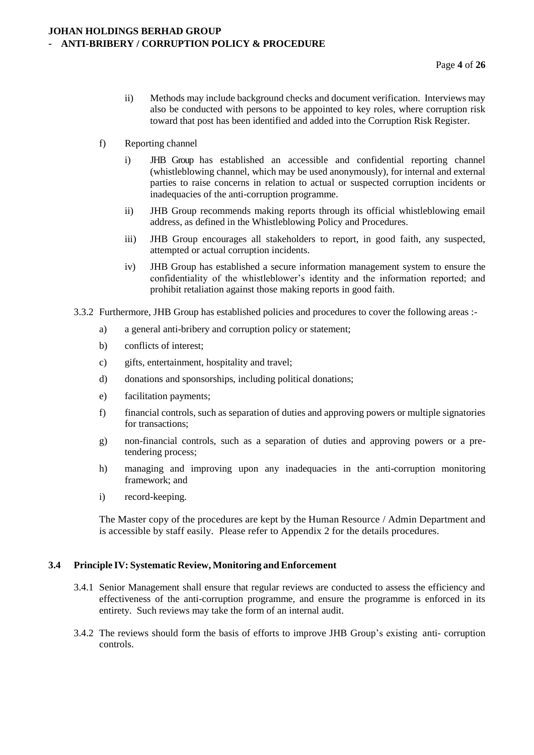ii) Methods may include background checks and document verification. Interviews may also be conducted with persons to be appointed to key roles, where corruption risk toward that post has been identified and added into the Corruption Risk Register.

f) Reporting channel

i) JHB Group has established an accessible and confidential reporting channel (whistleblowing channel, which may be used anonymously), for internal and external parties to raise concerns in relation to actual or suspected corruption incidents or inadequacies of the anti-corruption programme.

ii) JHB Group recommends making reports through its official whistleblowing email address, as defined in the Whistleblowing Policy and Procedures.

iii) JHB Group encourages all stakeholders to report, in good faith, any suspected, attempted or actual corruption incidents.

iv) JHB Group has established a secure information management system to ensure the confidentiality of the whistleblower's identity and the information reported; and prohibit retaliation against those making reports in good faith.

3.3.2 Furthermore, JHB Group has established policies and procedures to cover the following areas :-

a) a general anti-bribery and corruption policy or statement;

b) conflicts of interest;

c) gifts, entertainment, hospitality and travel;

d) donations and sponsorships, including political donations;

e) facilitation payments;

f) financial controls, such as separation of duties and approving powers or multiple signatories for transactions;

g) non-financial controls, such as a separation of duties and approving powers or a pre-tendering process;

h) managing and improving upon any inadequacies in the anti-corruption monitoring framework; and

i) record-keeping.

The Master copy of the procedures are kept by the Human Resource / Admin Department and is accessible by staff easily. Please refer to Appendix 2 for the details procedures.

### 3.4 Principle IV: Systematic Review, Monitoring and Enforcement

3.4.1 Senior Management shall ensure that regular reviews are conducted to assess the efficiency and effectiveness of the anti-corruption programme, and ensure the programme is enforced in its entirety. Such reviews may take the form of an internal audit.

3.4.2 The reviews should form the basis of efforts to improve JHB Group's existing anti- corruption controls.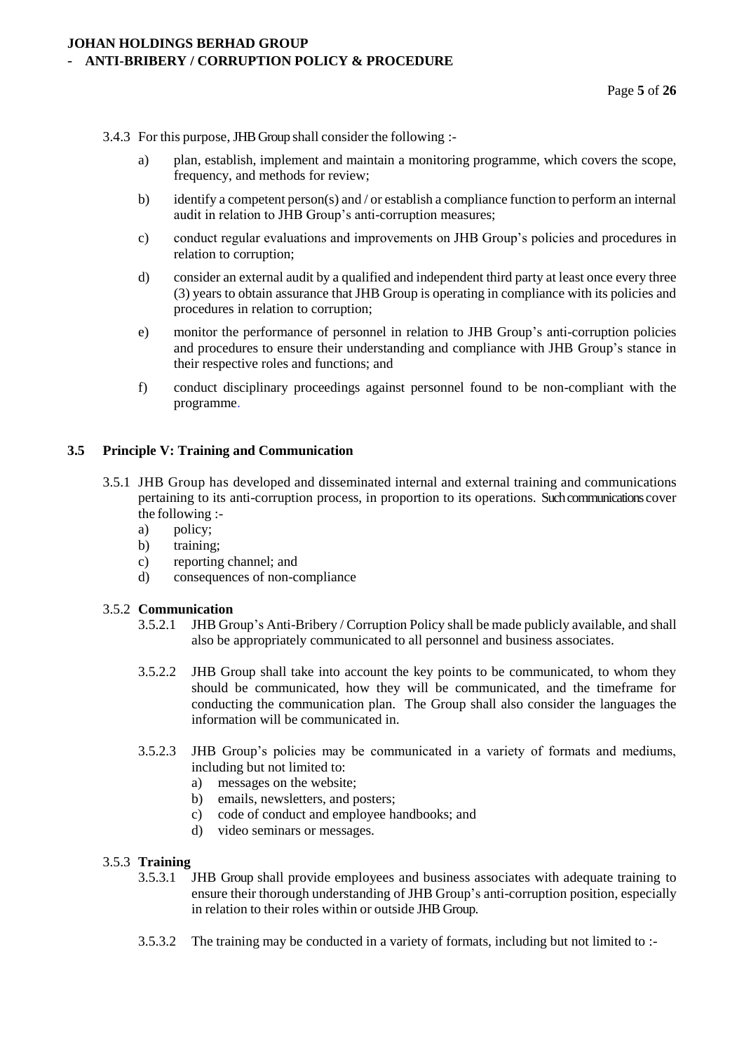3.4.3 For this purpose, JHB Group shall consider the following :-

a) plan, establish, implement and maintain a monitoring programme, which covers the scope, frequency, and methods for review;

b) identify a competent person(s) and / or establish a compliance function to perform an internal audit in relation to JHB Group's anti-corruption measures;

c) conduct regular evaluations and improvements on JHB Group's policies and procedures in relation to corruption;

d) consider an external audit by a qualified and independent third party at least once every three (3) years to obtain assurance that JHB Group is operating in compliance with its policies and procedures in relation to corruption;

e) monitor the performance of personnel in relation to JHB Group's anti-corruption policies and procedures to ensure their understanding and compliance with JHB Group's stance in their respective roles and functions; and

f) conduct disciplinary proceedings against personnel found to be non-compliant with the programme.

### 3.5 Principle V: Training and Communication

3.5.1 JHB Group has developed and disseminated internal and external training and communications pertaining to its anti-corruption process, in proportion to its operations. Such communications cover the following :-

a) policy;
b) training;
c) reporting channel; and
d) consequences of non-compliance

3.5.2 **Communication**

3.5.2.1 JHB Group's Anti-Bribery / Corruption Policy shall be made publicly available, and shall also be appropriately communicated to all personnel and business associates.

3.5.2.2 JHB Group shall take into account the key points to be communicated, to whom they should be communicated, how they will be communicated, and the timeframe for conducting the communication plan. The Group shall also consider the languages the information will be communicated in.

3.5.2.3 JHB Group's policies may be communicated in a variety of formats and mediums, including but not limited to:

a) messages on the website;
b) emails, newsletters, and posters;
c) code of conduct and employee handbooks; and
d) video seminars or messages.

3.5.3 **Training**

3.5.3.1 JHB Group shall provide employees and business associates with adequate training to ensure their thorough understanding of JHB Group's anti-corruption position, especially in relation to their roles within or outside JHB Group.

3.5.3.2 The training may be conducted in a variety of formats, including but not limited to :-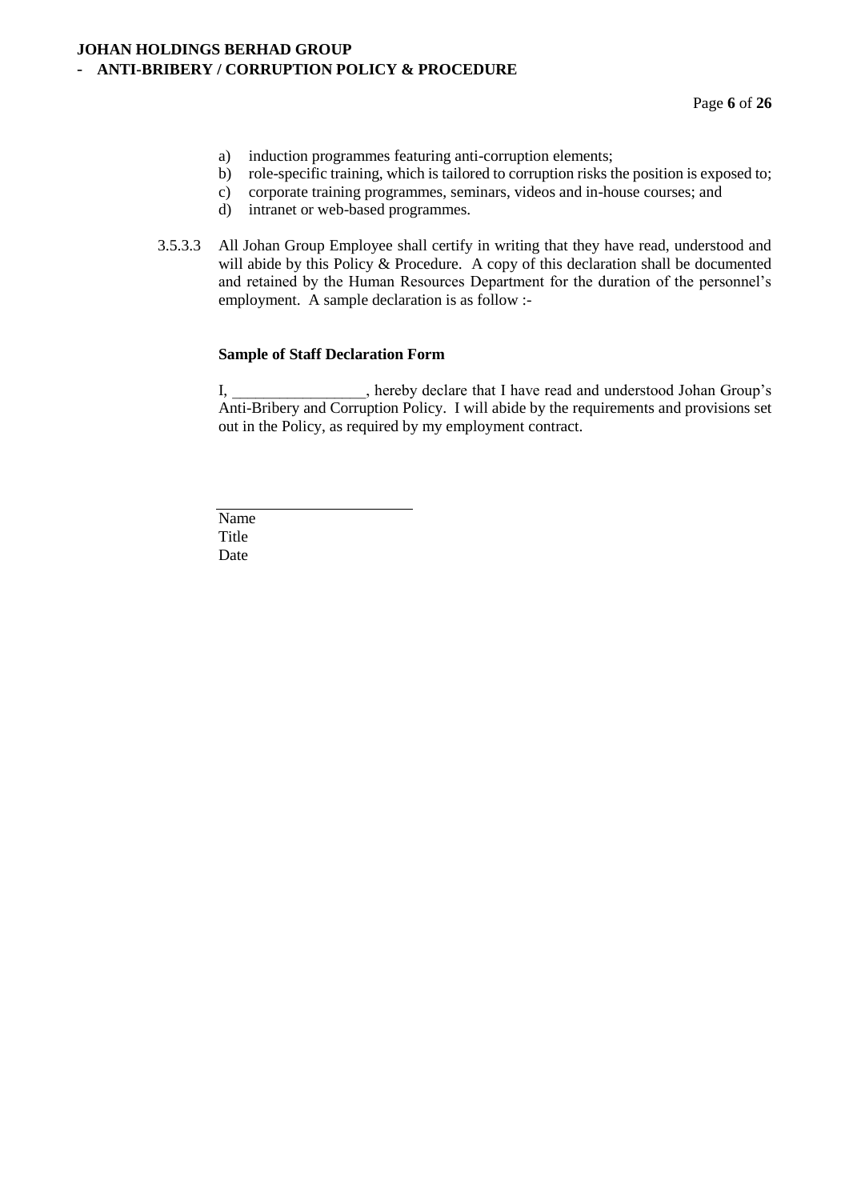a) induction programmes featuring anti-corruption elements;
b) role-specific training, which is tailored to corruption risks the position is exposed to;
c) corporate training programmes, seminars, videos and in-house courses; and
d) intranet or web-based programmes.

3.5.3.3 All Johan Group Employee shall certify in writing that they have read, understood and will abide by this Policy & Procedure. A copy of this declaration shall be documented and retained by the Human Resources Department for the duration of the personnel's employment. A sample declaration is as follow :-

**Sample of Staff Declaration Form**

I, _________________, hereby declare that I have read and understood Johan Group's Anti-Bribery and Corruption Policy. I will abide by the requirements and provisions set out in the Policy, as required by my employment contract.

_________________________

Name
Title
Date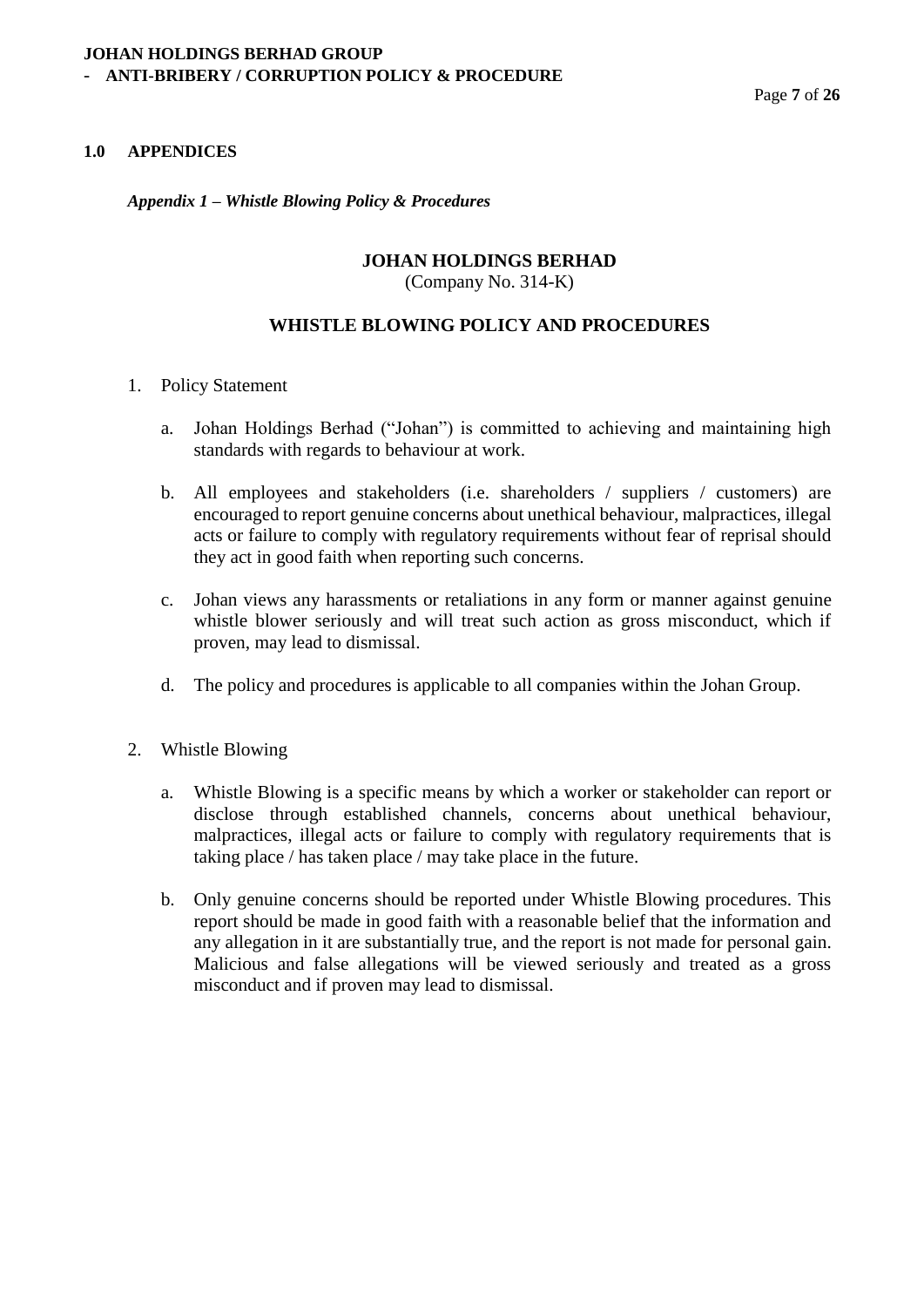## 1.0 APPENDICES

***Appendix 1 – Whistle Blowing Policy & Procedures***

**JOHAN HOLDINGS BERHAD**
(Company No. 314-K)

**WHISTLE BLOWING POLICY AND PROCEDURES**

1. Policy Statement

    a. Johan Holdings Berhad ("Johan") is committed to achieving and maintaining high standards with regards to behaviour at work.

    b. All employees and stakeholders (i.e. shareholders / suppliers / customers) are encouraged to report genuine concerns about unethical behaviour, malpractices, illegal acts or failure to comply with regulatory requirements without fear of reprisal should they act in good faith when reporting such concerns.

    c. Johan views any harassments or retaliations in any form or manner against genuine whistle blower seriously and will treat such action as gross misconduct, which if proven, may lead to dismissal.

    d. The policy and procedures is applicable to all companies within the Johan Group.

2. Whistle Blowing

    a. Whistle Blowing is a specific means by which a worker or stakeholder can report or disclose through established channels, concerns about unethical behaviour, malpractices, illegal acts or failure to comply with regulatory requirements that is taking place / has taken place / may take place in the future.

    b. Only genuine concerns should be reported under Whistle Blowing procedures. This report should be made in good faith with a reasonable belief that the information and any allegation in it are substantially true, and the report is not made for personal gain. Malicious and false allegations will be viewed seriously and treated as a gross misconduct and if proven may lead to dismissal.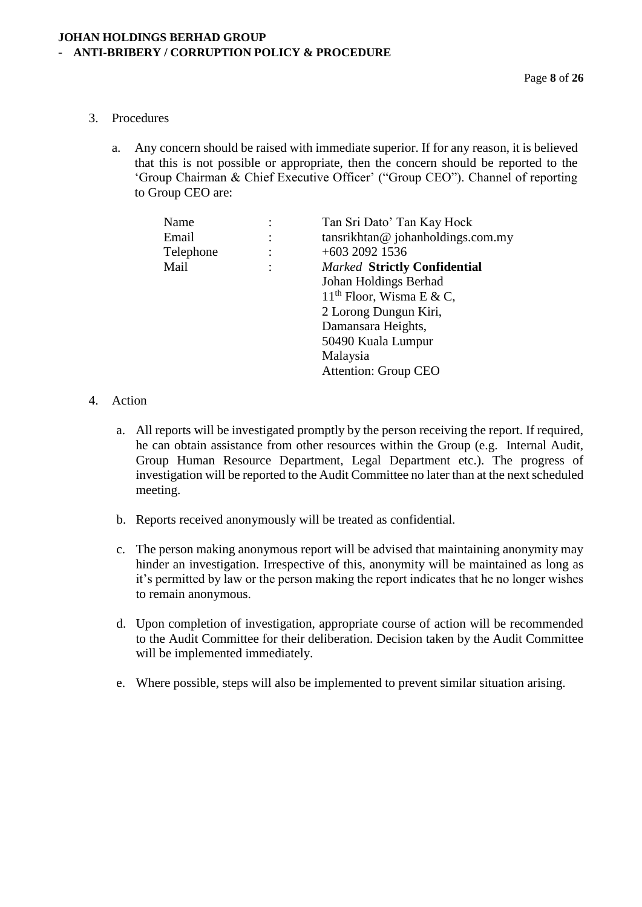3. Procedures

   a. Any concern should be raised with immediate superior. If for any reason, it is believed that this is not possible or appropriate, then the concern should be reported to the 'Group Chairman & Chief Executive Officer' ("Group CEO"). Channel of reporting to Group CEO are:

| | | |
|---|---|---|
| Name | : | Tan Sri Dato' Tan Kay Hock |
| Email | : | tansrikhtan@ johanholdings.com.my |
| Telephone | : | +603 2092 1536 |
| Mail | : | *Marked* **Strictly Confidential**<br>Johan Holdings Berhad<br>11th Floor, Wisma E & C,<br>2 Lorong Dungun Kiri,<br>Damansara Heights,<br>50490 Kuala Lumpur<br>Malaysia<br>Attention: Group CEO |

4. Action

   a. All reports will be investigated promptly by the person receiving the report. If required, he can obtain assistance from other resources within the Group (e.g. Internal Audit, Group Human Resource Department, Legal Department etc.). The progress of investigation will be reported to the Audit Committee no later than at the next scheduled meeting.

   b. Reports received anonymously will be treated as confidential.

   c. The person making anonymous report will be advised that maintaining anonymity may hinder an investigation. Irrespective of this, anonymity will be maintained as long as it's permitted by law or the person making the report indicates that he no longer wishes to remain anonymous.

   d. Upon completion of investigation, appropriate course of action will be recommended to the Audit Committee for their deliberation. Decision taken by the Audit Committee will be implemented immediately.

   e. Where possible, steps will also be implemented to prevent similar situation arising.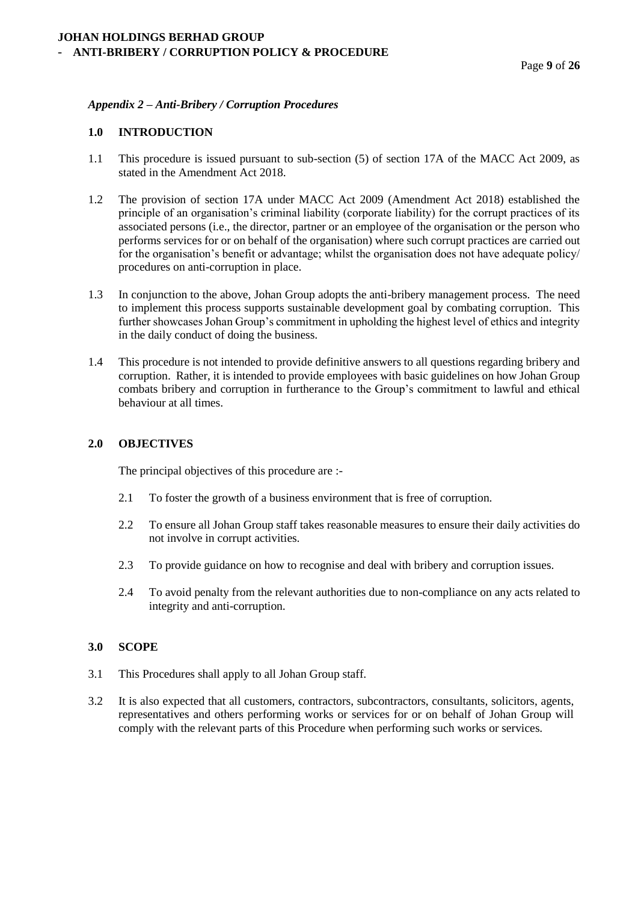*Appendix 2 – Anti-Bribery / Corruption Procedures*

## 1.0 INTRODUCTION

1.1 This procedure is issued pursuant to sub-section (5) of section 17A of the MACC Act 2009, as stated in the Amendment Act 2018.

1.2 The provision of section 17A under MACC Act 2009 (Amendment Act 2018) established the principle of an organisation's criminal liability (corporate liability) for the corrupt practices of its associated persons (i.e., the director, partner or an employee of the organisation or the person who performs services for or on behalf of the organisation) where such corrupt practices are carried out for the organisation's benefit or advantage; whilst the organisation does not have adequate policy/ procedures on anti-corruption in place.

1.3 In conjunction to the above, Johan Group adopts the anti-bribery management process. The need to implement this process supports sustainable development goal by combating corruption. This further showcases Johan Group's commitment in upholding the highest level of ethics and integrity in the daily conduct of doing the business.

1.4 This procedure is not intended to provide definitive answers to all questions regarding bribery and corruption. Rather, it is intended to provide employees with basic guidelines on how Johan Group combats bribery and corruption in furtherance to the Group's commitment to lawful and ethical behaviour at all times.

## 2.0 OBJECTIVES

The principal objectives of this procedure are :-

2.1 To foster the growth of a business environment that is free of corruption.

2.2 To ensure all Johan Group staff takes reasonable measures to ensure their daily activities do not involve in corrupt activities.

2.3 To provide guidance on how to recognise and deal with bribery and corruption issues.

2.4 To avoid penalty from the relevant authorities due to non-compliance on any acts related to integrity and anti-corruption.

## 3.0 SCOPE

3.1 This Procedures shall apply to all Johan Group staff.

3.2 It is also expected that all customers, contractors, subcontractors, consultants, solicitors, agents, representatives and others performing works or services for or on behalf of Johan Group will comply with the relevant parts of this Procedure when performing such works or services.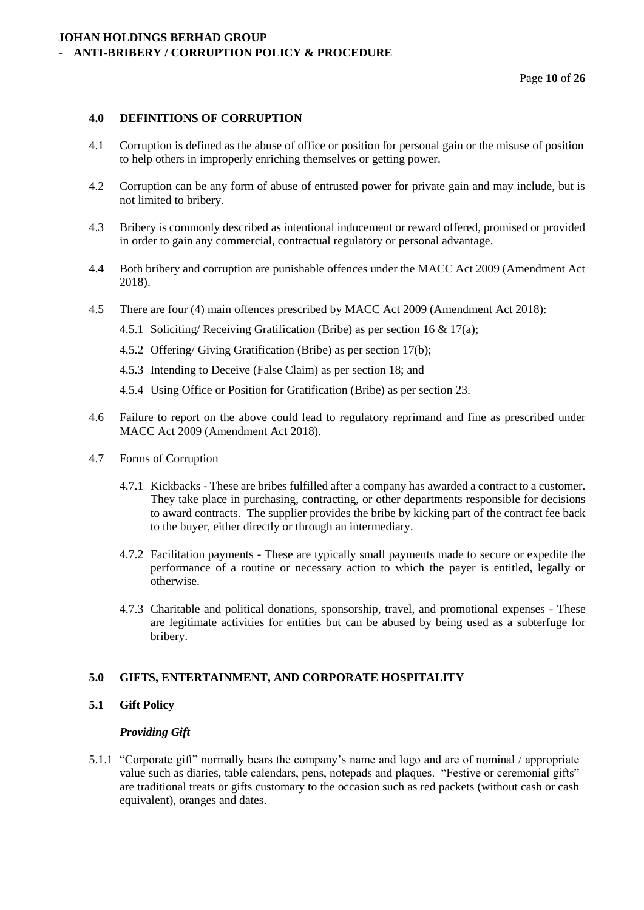## 4.0 DEFINITIONS OF CORRUPTION

4.1 Corruption is defined as the abuse of office or position for personal gain or the misuse of position to help others in improperly enriching themselves or getting power.

4.2 Corruption can be any form of abuse of entrusted power for private gain and may include, but is not limited to bribery.

4.3 Bribery is commonly described as intentional inducement or reward offered, promised or provided in order to gain any commercial, contractual regulatory or personal advantage.

4.4 Both bribery and corruption are punishable offences under the MACC Act 2009 (Amendment Act 2018).

4.5 There are four (4) main offences prescribed by MACC Act 2009 (Amendment Act 2018):

4.5.1 Soliciting/ Receiving Gratification (Bribe) as per section 16 & 17(a);

4.5.2 Offering/ Giving Gratification (Bribe) as per section 17(b);

4.5.3 Intending to Deceive (False Claim) as per section 18; and

4.5.4 Using Office or Position for Gratification (Bribe) as per section 23.

4.6 Failure to report on the above could lead to regulatory reprimand and fine as prescribed under MACC Act 2009 (Amendment Act 2018).

4.7 Forms of Corruption

4.7.1 Kickbacks - These are bribes fulfilled after a company has awarded a contract to a customer. They take place in purchasing, contracting, or other departments responsible for decisions to award contracts. The supplier provides the bribe by kicking part of the contract fee back to the buyer, either directly or through an intermediary.

4.7.2 Facilitation payments - These are typically small payments made to secure or expedite the performance of a routine or necessary action to which the payer is entitled, legally or otherwise.

4.7.3 Charitable and political donations, sponsorship, travel, and promotional expenses - These are legitimate activities for entities but can be abused by being used as a subterfuge for bribery.

## 5.0 GIFTS, ENTERTAINMENT, AND CORPORATE HOSPITALITY

### 5.1 Gift Policy

***Providing Gift***

5.1.1 "Corporate gift" normally bears the company's name and logo and are of nominal / appropriate value such as diaries, table calendars, pens, notepads and plaques. "Festive or ceremonial gifts" are traditional treats or gifts customary to the occasion such as red packets (without cash or cash equivalent), oranges and dates.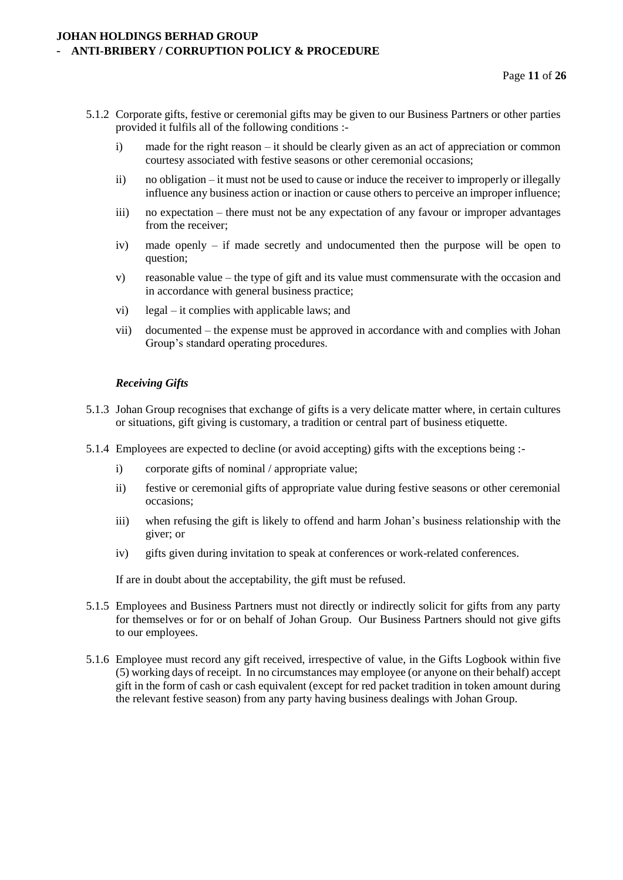5.1.2 Corporate gifts, festive or ceremonial gifts may be given to our Business Partners or other parties provided it fulfils all of the following conditions :-

i) made for the right reason – it should be clearly given as an act of appreciation or common courtesy associated with festive seasons or other ceremonial occasions;

ii) no obligation – it must not be used to cause or induce the receiver to improperly or illegally influence any business action or inaction or cause others to perceive an improper influence;

iii) no expectation – there must not be any expectation of any favour or improper advantages from the receiver;

iv) made openly – if made secretly and undocumented then the purpose will be open to question;

v) reasonable value – the type of gift and its value must commensurate with the occasion and in accordance with general business practice;

vi) legal – it complies with applicable laws; and

vii) documented – the expense must be approved in accordance with and complies with Johan Group's standard operating procedures.

***Receiving Gifts***

5.1.3 Johan Group recognises that exchange of gifts is a very delicate matter where, in certain cultures or situations, gift giving is customary, a tradition or central part of business etiquette.

5.1.4 Employees are expected to decline (or avoid accepting) gifts with the exceptions being :-

i) corporate gifts of nominal / appropriate value;

ii) festive or ceremonial gifts of appropriate value during festive seasons or other ceremonial occasions;

iii) when refusing the gift is likely to offend and harm Johan's business relationship with the giver; or

iv) gifts given during invitation to speak at conferences or work-related conferences.

If are in doubt about the acceptability, the gift must be refused.

5.1.5 Employees and Business Partners must not directly or indirectly solicit for gifts from any party for themselves or for or on behalf of Johan Group. Our Business Partners should not give gifts to our employees.

5.1.6 Employee must record any gift received, irrespective of value, in the Gifts Logbook within five (5) working days of receipt. In no circumstances may employee (or anyone on their behalf) accept gift in the form of cash or cash equivalent (except for red packet tradition in token amount during the relevant festive season) from any party having business dealings with Johan Group.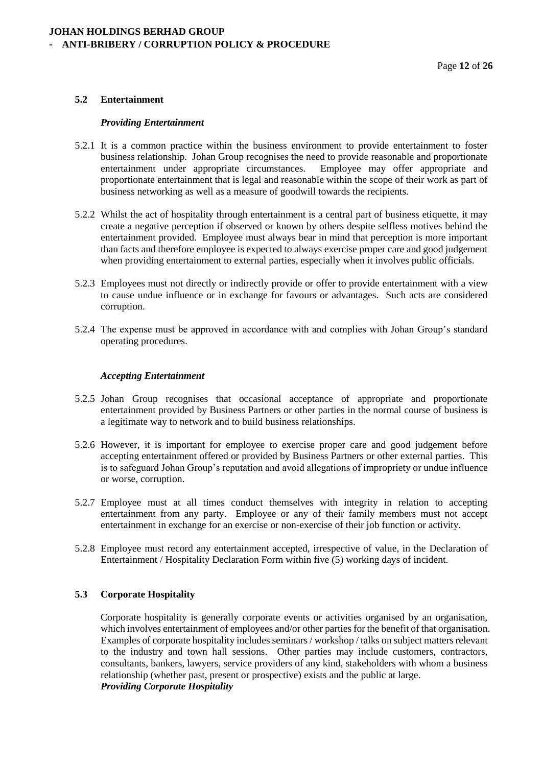### 5.2 Entertainment

***Providing Entertainment***

5.2.1 It is a common practice within the business environment to provide entertainment to foster business relationship. Johan Group recognises the need to provide reasonable and proportionate entertainment under appropriate circumstances. Employee may offer appropriate and proportionate entertainment that is legal and reasonable within the scope of their work as part of business networking as well as a measure of goodwill towards the recipients.

5.2.2 Whilst the act of hospitality through entertainment is a central part of business etiquette, it may create a negative perception if observed or known by others despite selfless motives behind the entertainment provided. Employee must always bear in mind that perception is more important than facts and therefore employee is expected to always exercise proper care and good judgement when providing entertainment to external parties, especially when it involves public officials.

5.2.3 Employees must not directly or indirectly provide or offer to provide entertainment with a view to cause undue influence or in exchange for favours or advantages. Such acts are considered corruption.

5.2.4 The expense must be approved in accordance with and complies with Johan Group's standard operating procedures.

***Accepting Entertainment***

5.2.5 Johan Group recognises that occasional acceptance of appropriate and proportionate entertainment provided by Business Partners or other parties in the normal course of business is a legitimate way to network and to build business relationships.

5.2.6 However, it is important for employee to exercise proper care and good judgement before accepting entertainment offered or provided by Business Partners or other external parties. This is to safeguard Johan Group's reputation and avoid allegations of impropriety or undue influence or worse, corruption.

5.2.7 Employee must at all times conduct themselves with integrity in relation to accepting entertainment from any party. Employee or any of their family members must not accept entertainment in exchange for an exercise or non-exercise of their job function or activity.

5.2.8 Employee must record any entertainment accepted, irrespective of value, in the Declaration of Entertainment / Hospitality Declaration Form within five (5) working days of incident.

### 5.3 Corporate Hospitality

Corporate hospitality is generally corporate events or activities organised by an organisation, which involves entertainment of employees and/or other parties for the benefit of that organisation. Examples of corporate hospitality includes seminars / workshop / talks on subject matters relevant to the industry and town hall sessions. Other parties may include customers, contractors, consultants, bankers, lawyers, service providers of any kind, stakeholders with whom a business relationship (whether past, present or prospective) exists and the public at large.

***Providing Corporate Hospitality***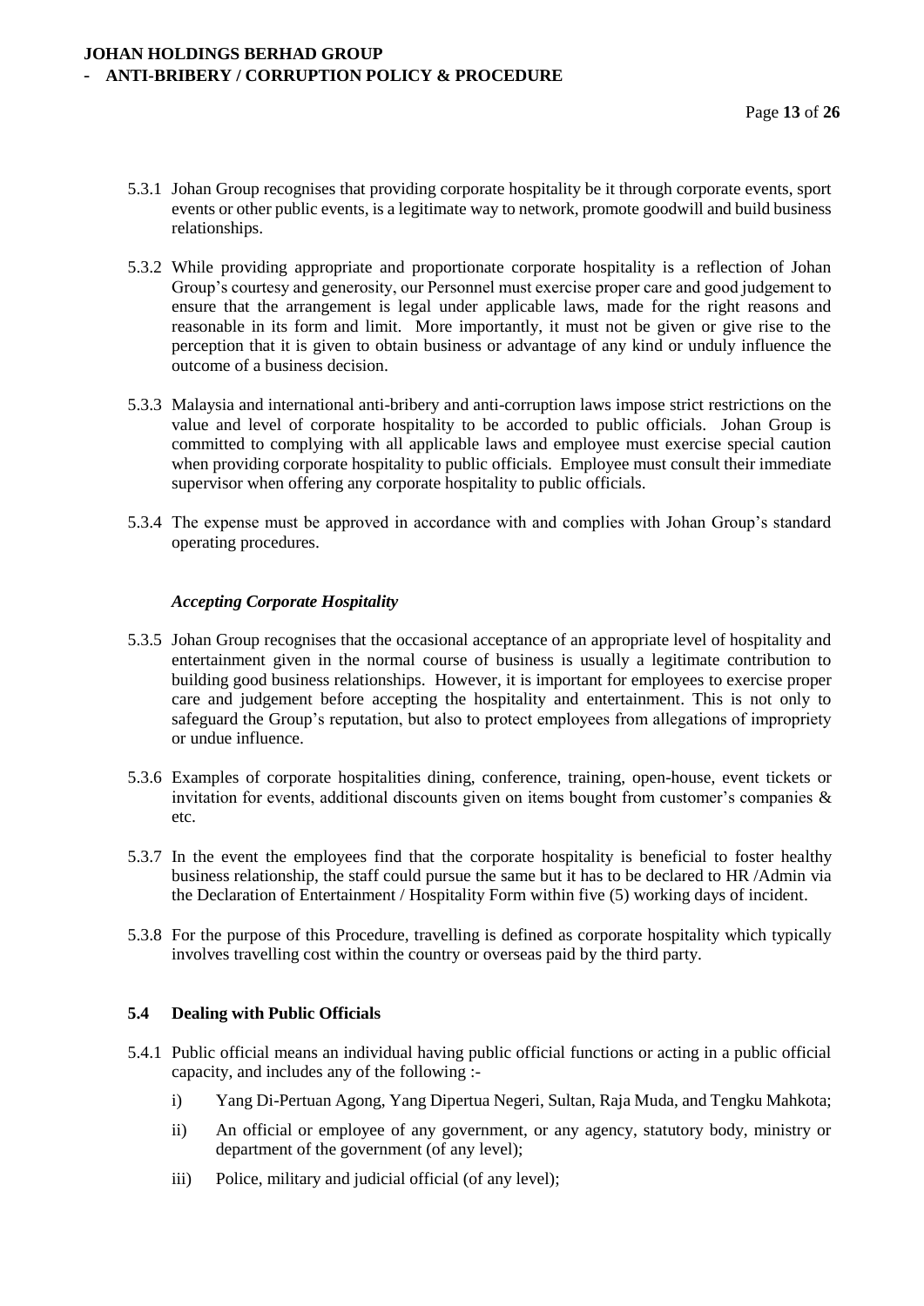5.3.1 Johan Group recognises that providing corporate hospitality be it through corporate events, sport events or other public events, is a legitimate way to network, promote goodwill and build business relationships.

5.3.2 While providing appropriate and proportionate corporate hospitality is a reflection of Johan Group's courtesy and generosity, our Personnel must exercise proper care and good judgement to ensure that the arrangement is legal under applicable laws, made for the right reasons and reasonable in its form and limit. More importantly, it must not be given or give rise to the perception that it is given to obtain business or advantage of any kind or unduly influence the outcome of a business decision.

5.3.3 Malaysia and international anti-bribery and anti-corruption laws impose strict restrictions on the value and level of corporate hospitality to be accorded to public officials. Johan Group is committed to complying with all applicable laws and employee must exercise special caution when providing corporate hospitality to public officials. Employee must consult their immediate supervisor when offering any corporate hospitality to public officials.

5.3.4 The expense must be approved in accordance with and complies with Johan Group's standard operating procedures.

***Accepting Corporate Hospitality***

5.3.5 Johan Group recognises that the occasional acceptance of an appropriate level of hospitality and entertainment given in the normal course of business is usually a legitimate contribution to building good business relationships. However, it is important for employees to exercise proper care and judgement before accepting the hospitality and entertainment. This is not only to safeguard the Group's reputation, but also to protect employees from allegations of impropriety or undue influence.

5.3.6 Examples of corporate hospitalities dining, conference, training, open-house, event tickets or invitation for events, additional discounts given on items bought from customer's companies & etc.

5.3.7 In the event the employees find that the corporate hospitality is beneficial to foster healthy business relationship, the staff could pursue the same but it has to be declared to HR /Admin via the Declaration of Entertainment / Hospitality Form within five (5) working days of incident.

5.3.8 For the purpose of this Procedure, travelling is defined as corporate hospitality which typically involves travelling cost within the country or overseas paid by the third party.

### 5.4 Dealing with Public Officials

5.4.1 Public official means an individual having public official functions or acting in a public official capacity, and includes any of the following :-

i) Yang Di-Pertuan Agong, Yang Dipertua Negeri, Sultan, Raja Muda, and Tengku Mahkota;

ii) An official or employee of any government, or any agency, statutory body, ministry or department of the government (of any level);

iii) Police, military and judicial official (of any level);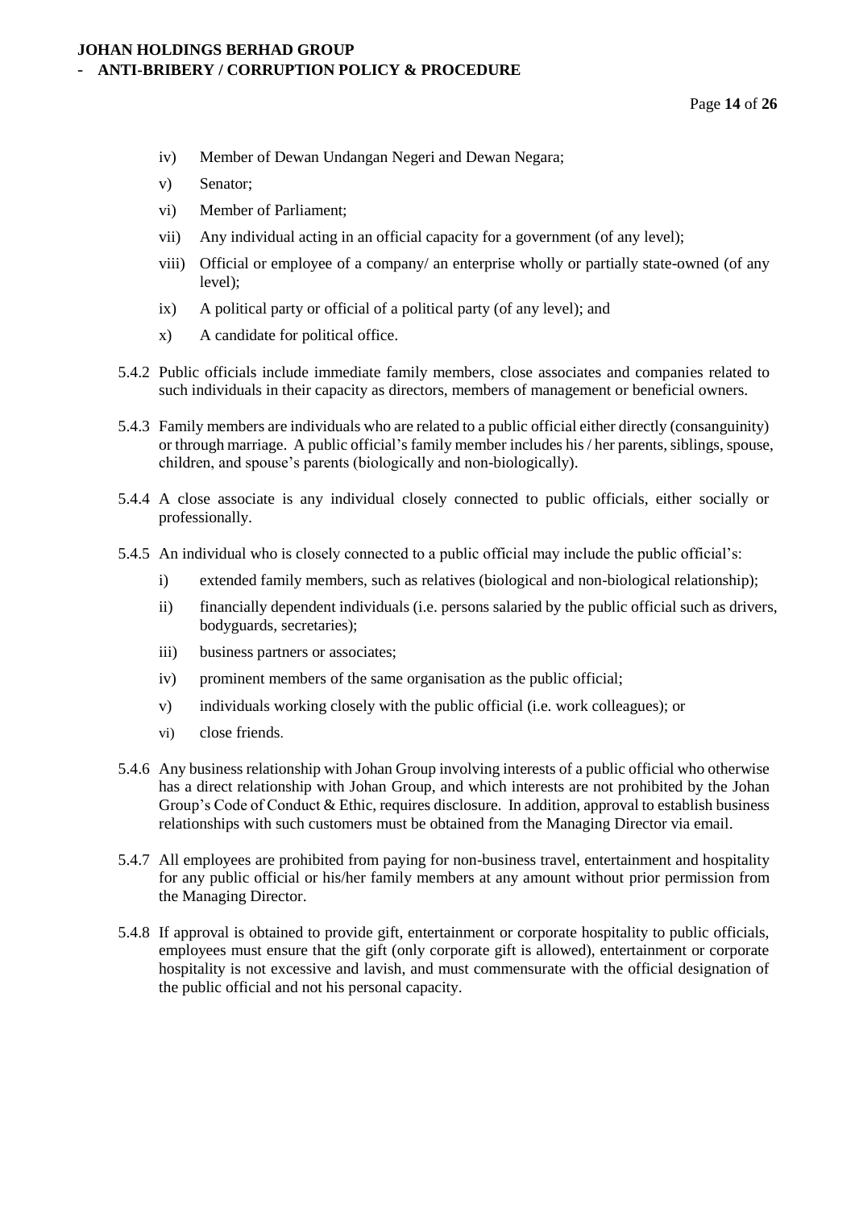iv) Member of Dewan Undangan Negeri and Dewan Negara;

v) Senator;

vi) Member of Parliament;

vii) Any individual acting in an official capacity for a government (of any level);

viii) Official or employee of a company/ an enterprise wholly or partially state-owned (of any level);

ix) A political party or official of a political party (of any level); and

x) A candidate for political office.

5.4.2 Public officials include immediate family members, close associates and companies related to such individuals in their capacity as directors, members of management or beneficial owners.

5.4.3 Family members are individuals who are related to a public official either directly (consanguinity) or through marriage. A public official's family member includes his / her parents, siblings, spouse, children, and spouse's parents (biologically and non-biologically).

5.4.4 A close associate is any individual closely connected to public officials, either socially or professionally.

5.4.5 An individual who is closely connected to a public official may include the public official's:

i) extended family members, such as relatives (biological and non-biological relationship);

ii) financially dependent individuals (i.e. persons salaried by the public official such as drivers, bodyguards, secretaries);

iii) business partners or associates;

iv) prominent members of the same organisation as the public official;

v) individuals working closely with the public official (i.e. work colleagues); or

vi) close friends.

5.4.6 Any business relationship with Johan Group involving interests of a public official who otherwise has a direct relationship with Johan Group, and which interests are not prohibited by the Johan Group's Code of Conduct & Ethic, requires disclosure. In addition, approval to establish business relationships with such customers must be obtained from the Managing Director via email.

5.4.7 All employees are prohibited from paying for non-business travel, entertainment and hospitality for any public official or his/her family members at any amount without prior permission from the Managing Director.

5.4.8 If approval is obtained to provide gift, entertainment or corporate hospitality to public officials, employees must ensure that the gift (only corporate gift is allowed), entertainment or corporate hospitality is not excessive and lavish, and must commensurate with the official designation of the public official and not his personal capacity.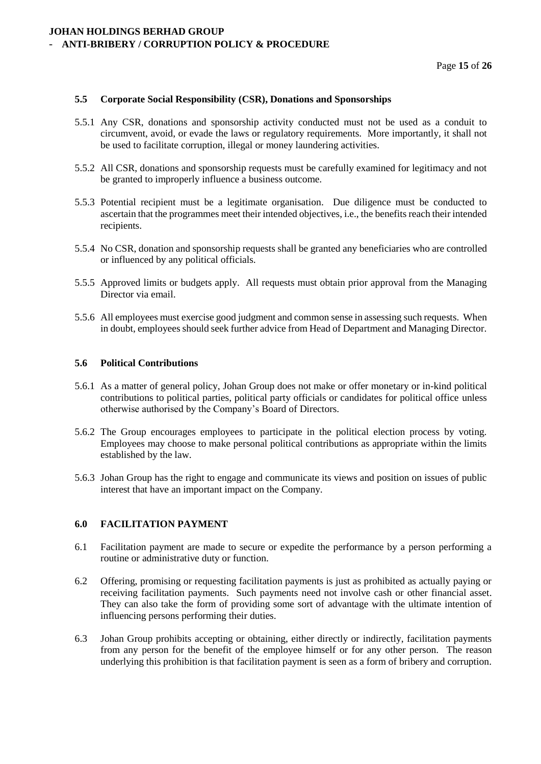### 5.5 Corporate Social Responsibility (CSR), Donations and Sponsorships

5.5.1 Any CSR, donations and sponsorship activity conducted must not be used as a conduit to circumvent, avoid, or evade the laws or regulatory requirements. More importantly, it shall not be used to facilitate corruption, illegal or money laundering activities.

5.5.2 All CSR, donations and sponsorship requests must be carefully examined for legitimacy and not be granted to improperly influence a business outcome.

5.5.3 Potential recipient must be a legitimate organisation. Due diligence must be conducted to ascertain that the programmes meet their intended objectives, i.e., the benefits reach their intended recipients.

5.5.4 No CSR, donation and sponsorship requests shall be granted any beneficiaries who are controlled or influenced by any political officials.

5.5.5 Approved limits or budgets apply. All requests must obtain prior approval from the Managing Director via email.

5.5.6 All employees must exercise good judgment and common sense in assessing such requests. When in doubt, employees should seek further advice from Head of Department and Managing Director.

### 5.6 Political Contributions

5.6.1 As a matter of general policy, Johan Group does not make or offer monetary or in-kind political contributions to political parties, political party officials or candidates for political office unless otherwise authorised by the Company's Board of Directors.

5.6.2 The Group encourages employees to participate in the political election process by voting. Employees may choose to make personal political contributions as appropriate within the limits established by the law.

5.6.3 Johan Group has the right to engage and communicate its views and position on issues of public interest that have an important impact on the Company.

## 6.0 FACILITATION PAYMENT

6.1 Facilitation payment are made to secure or expedite the performance by a person performing a routine or administrative duty or function.

6.2 Offering, promising or requesting facilitation payments is just as prohibited as actually paying or receiving facilitation payments. Such payments need not involve cash or other financial asset. They can also take the form of providing some sort of advantage with the ultimate intention of influencing persons performing their duties.

6.3 Johan Group prohibits accepting or obtaining, either directly or indirectly, facilitation payments from any person for the benefit of the employee himself or for any other person. The reason underlying this prohibition is that facilitation payment is seen as a form of bribery and corruption.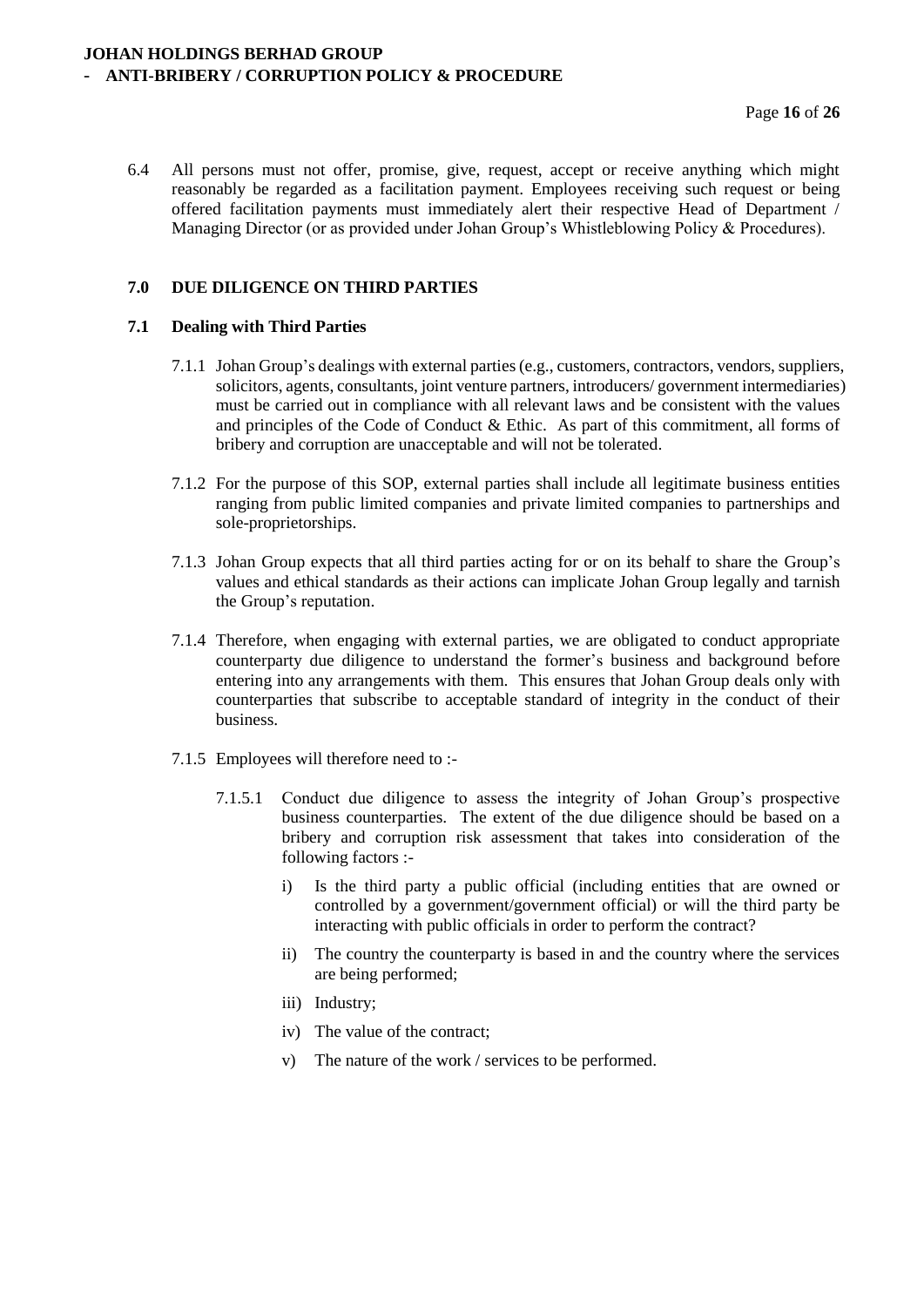6.4 All persons must not offer, promise, give, request, accept or receive anything which might reasonably be regarded as a facilitation payment. Employees receiving such request or being offered facilitation payments must immediately alert their respective Head of Department / Managing Director (or as provided under Johan Group's Whistleblowing Policy & Procedures).

## 7.0 DUE DILIGENCE ON THIRD PARTIES

### 7.1 Dealing with Third Parties

7.1.1 Johan Group's dealings with external parties (e.g., customers, contractors, vendors, suppliers, solicitors, agents, consultants, joint venture partners, introducers/ government intermediaries) must be carried out in compliance with all relevant laws and be consistent with the values and principles of the Code of Conduct & Ethic. As part of this commitment, all forms of bribery and corruption are unacceptable and will not be tolerated.

7.1.2 For the purpose of this SOP, external parties shall include all legitimate business entities ranging from public limited companies and private limited companies to partnerships and sole-proprietorships.

7.1.3 Johan Group expects that all third parties acting for or on its behalf to share the Group's values and ethical standards as their actions can implicate Johan Group legally and tarnish the Group's reputation.

7.1.4 Therefore, when engaging with external parties, we are obligated to conduct appropriate counterparty due diligence to understand the former's business and background before entering into any arrangements with them. This ensures that Johan Group deals only with counterparties that subscribe to acceptable standard of integrity in the conduct of their business.

7.1.5 Employees will therefore need to :-

7.1.5.1 Conduct due diligence to assess the integrity of Johan Group's prospective business counterparties. The extent of the due diligence should be based on a bribery and corruption risk assessment that takes into consideration of the following factors :-

i) Is the third party a public official (including entities that are owned or controlled by a government/government official) or will the third party be interacting with public officials in order to perform the contract?

ii) The country the counterparty is based in and the country where the services are being performed;

iii) Industry;

iv) The value of the contract;

v) The nature of the work / services to be performed.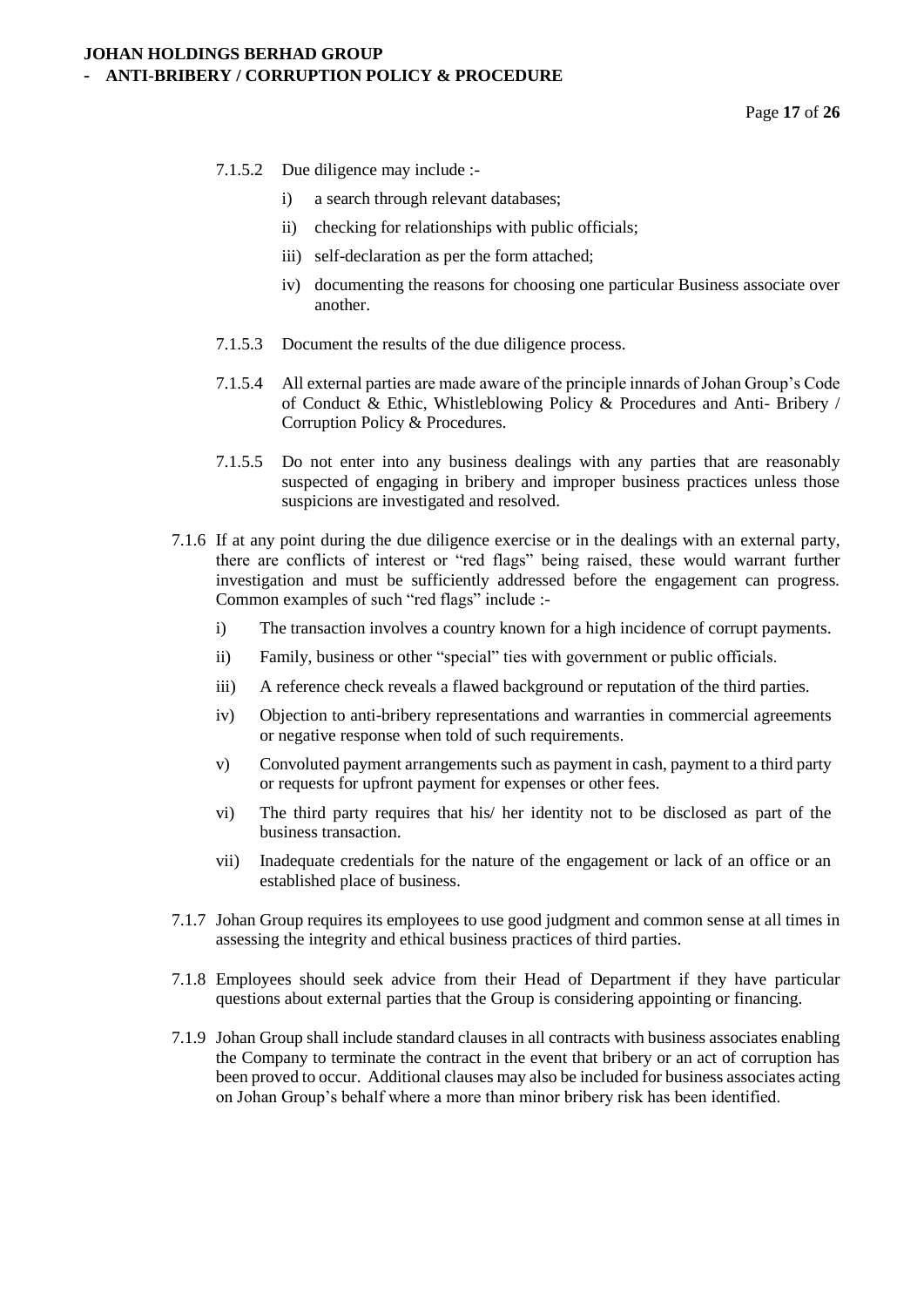7.1.5.2 Due diligence may include :-

i) a search through relevant databases;

ii) checking for relationships with public officials;

iii) self-declaration as per the form attached;

iv) documenting the reasons for choosing one particular Business associate over another.

7.1.5.3 Document the results of the due diligence process.

7.1.5.4 All external parties are made aware of the principle innards of Johan Group's Code of Conduct & Ethic, Whistleblowing Policy & Procedures and Anti- Bribery / Corruption Policy & Procedures.

7.1.5.5 Do not enter into any business dealings with any parties that are reasonably suspected of engaging in bribery and improper business practices unless those suspicions are investigated and resolved.

7.1.6 If at any point during the due diligence exercise or in the dealings with an external party, there are conflicts of interest or "red flags" being raised, these would warrant further investigation and must be sufficiently addressed before the engagement can progress. Common examples of such "red flags" include :-

i) The transaction involves a country known for a high incidence of corrupt payments.

ii) Family, business or other "special" ties with government or public officials.

iii) A reference check reveals a flawed background or reputation of the third parties.

iv) Objection to anti-bribery representations and warranties in commercial agreements or negative response when told of such requirements.

v) Convoluted payment arrangements such as payment in cash, payment to a third party or requests for upfront payment for expenses or other fees.

vi) The third party requires that his/ her identity not to be disclosed as part of the business transaction.

vii) Inadequate credentials for the nature of the engagement or lack of an office or an established place of business.

7.1.7 Johan Group requires its employees to use good judgment and common sense at all times in assessing the integrity and ethical business practices of third parties.

7.1.8 Employees should seek advice from their Head of Department if they have particular questions about external parties that the Group is considering appointing or financing.

7.1.9 Johan Group shall include standard clauses in all contracts with business associates enabling the Company to terminate the contract in the event that bribery or an act of corruption has been proved to occur. Additional clauses may also be included for business associates acting on Johan Group's behalf where a more than minor bribery risk has been identified.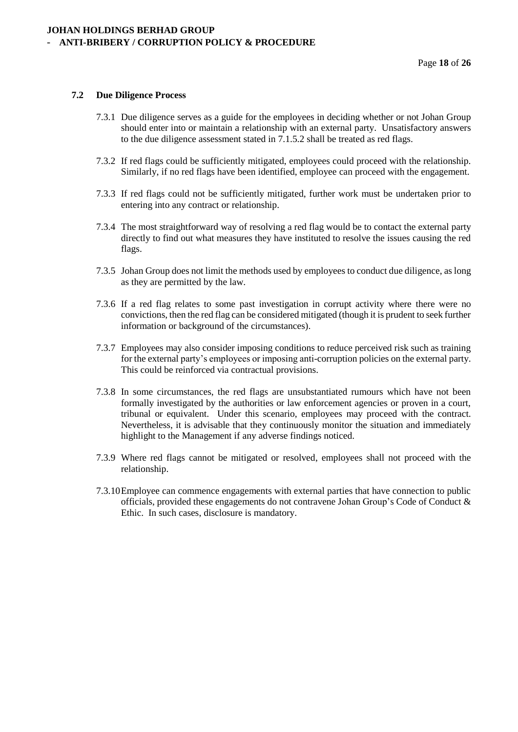### 7.2 Due Diligence Process

7.3.1 Due diligence serves as a guide for the employees in deciding whether or not Johan Group should enter into or maintain a relationship with an external party. Unsatisfactory answers to the due diligence assessment stated in 7.1.5.2 shall be treated as red flags.

7.3.2 If red flags could be sufficiently mitigated, employees could proceed with the relationship. Similarly, if no red flags have been identified, employee can proceed with the engagement.

7.3.3 If red flags could not be sufficiently mitigated, further work must be undertaken prior to entering into any contract or relationship.

7.3.4 The most straightforward way of resolving a red flag would be to contact the external party directly to find out what measures they have instituted to resolve the issues causing the red flags.

7.3.5 Johan Group does not limit the methods used by employees to conduct due diligence, as long as they are permitted by the law.

7.3.6 If a red flag relates to some past investigation in corrupt activity where there were no convictions, then the red flag can be considered mitigated (though it is prudent to seek further information or background of the circumstances).

7.3.7 Employees may also consider imposing conditions to reduce perceived risk such as training for the external party's employees or imposing anti-corruption policies on the external party. This could be reinforced via contractual provisions.

7.3.8 In some circumstances, the red flags are unsubstantiated rumours which have not been formally investigated by the authorities or law enforcement agencies or proven in a court, tribunal or equivalent. Under this scenario, employees may proceed with the contract. Nevertheless, it is advisable that they continuously monitor the situation and immediately highlight to the Management if any adverse findings noticed.

7.3.9 Where red flags cannot be mitigated or resolved, employees shall not proceed with the relationship.

7.3.10 Employee can commence engagements with external parties that have connection to public officials, provided these engagements do not contravene Johan Group's Code of Conduct & Ethic. In such cases, disclosure is mandatory.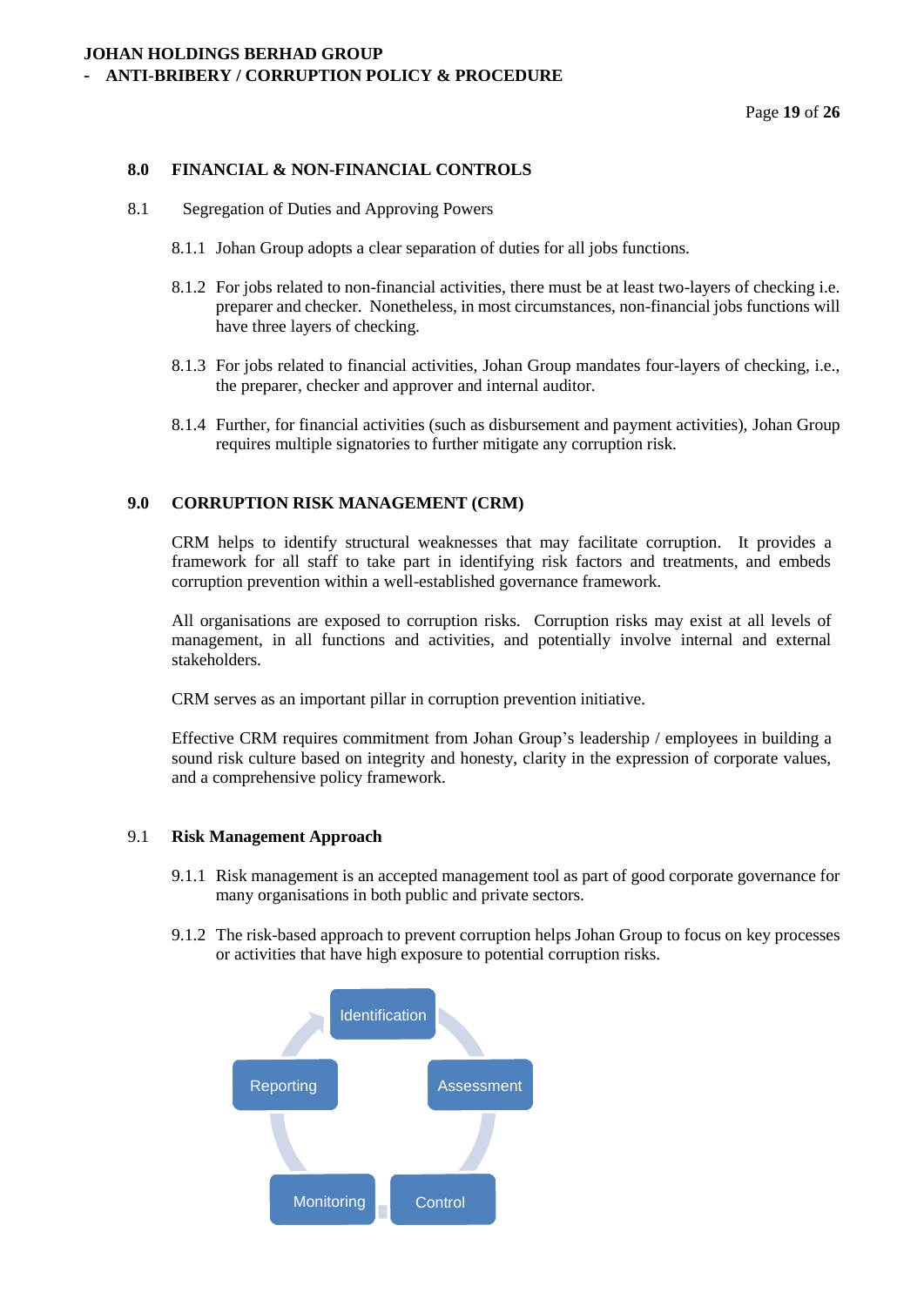## 8.0 FINANCIAL & NON-FINANCIAL CONTROLS

8.1 Segregation of Duties and Approving Powers

8.1.1 Johan Group adopts a clear separation of duties for all jobs functions.

8.1.2 For jobs related to non-financial activities, there must be at least two-layers of checking i.e. preparer and checker. Nonetheless, in most circumstances, non-financial jobs functions will have three layers of checking.

8.1.3 For jobs related to financial activities, Johan Group mandates four-layers of checking, i.e., the preparer, checker and approver and internal auditor.

8.1.4 Further, for financial activities (such as disbursement and payment activities), Johan Group requires multiple signatories to further mitigate any corruption risk.

## 9.0 CORRUPTION RISK MANAGEMENT (CRM)

CRM helps to identify structural weaknesses that may facilitate corruption. It provides a framework for all staff to take part in identifying risk factors and treatments, and embeds corruption prevention within a well-established governance framework.

All organisations are exposed to corruption risks. Corruption risks may exist at all levels of management, in all functions and activities, and potentially involve internal and external stakeholders.

CRM serves as an important pillar in corruption prevention initiative.

Effective CRM requires commitment from Johan Group's leadership / employees in building a sound risk culture based on integrity and honesty, clarity in the expression of corporate values, and a comprehensive policy framework.

### 9.1 Risk Management Approach

9.1.1 Risk management is an accepted management tool as part of good corporate governance for many organisations in both public and private sectors.

9.1.2 The risk-based approach to prevent corruption helps Johan Group to focus on key processes or activities that have high exposure to potential corruption risks.

Identification → Assessment → Control → Monitoring → Reporting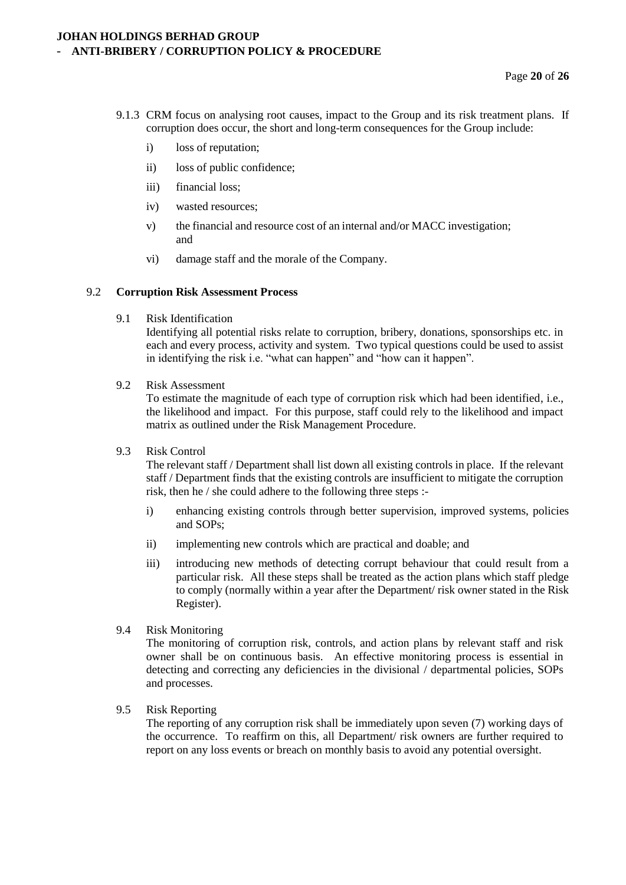9.1.3 CRM focus on analysing root causes, impact to the Group and its risk treatment plans. If corruption does occur, the short and long-term consequences for the Group include:

i) loss of reputation;

ii) loss of public confidence;

iii) financial loss;

iv) wasted resources;

v) the financial and resource cost of an internal and/or MACC investigation; and

vi) damage staff and the morale of the Company.

9.2 **Corruption Risk Assessment Process**

9.1 Risk Identification
Identifying all potential risks relate to corruption, bribery, donations, sponsorships etc. in each and every process, activity and system. Two typical questions could be used to assist in identifying the risk i.e. "what can happen" and "how can it happen".

9.2 Risk Assessment
To estimate the magnitude of each type of corruption risk which had been identified, i.e., the likelihood and impact. For this purpose, staff could rely to the likelihood and impact matrix as outlined under the Risk Management Procedure.

9.3 Risk Control
The relevant staff / Department shall list down all existing controls in place. If the relevant staff / Department finds that the existing controls are insufficient to mitigate the corruption risk, then he / she could adhere to the following three steps :-

i) enhancing existing controls through better supervision, improved systems, policies and SOPs;

ii) implementing new controls which are practical and doable; and

iii) introducing new methods of detecting corrupt behaviour that could result from a particular risk. All these steps shall be treated as the action plans which staff pledge to comply (normally within a year after the Department/ risk owner stated in the Risk Register).

9.4 Risk Monitoring
The monitoring of corruption risk, controls, and action plans by relevant staff and risk owner shall be on continuous basis. An effective monitoring process is essential in detecting and correcting any deficiencies in the divisional / departmental policies, SOPs and processes.

9.5 Risk Reporting
The reporting of any corruption risk shall be immediately upon seven (7) working days of the occurrence. To reaffirm on this, all Department/ risk owners are further required to report on any loss events or breach on monthly basis to avoid any potential oversight.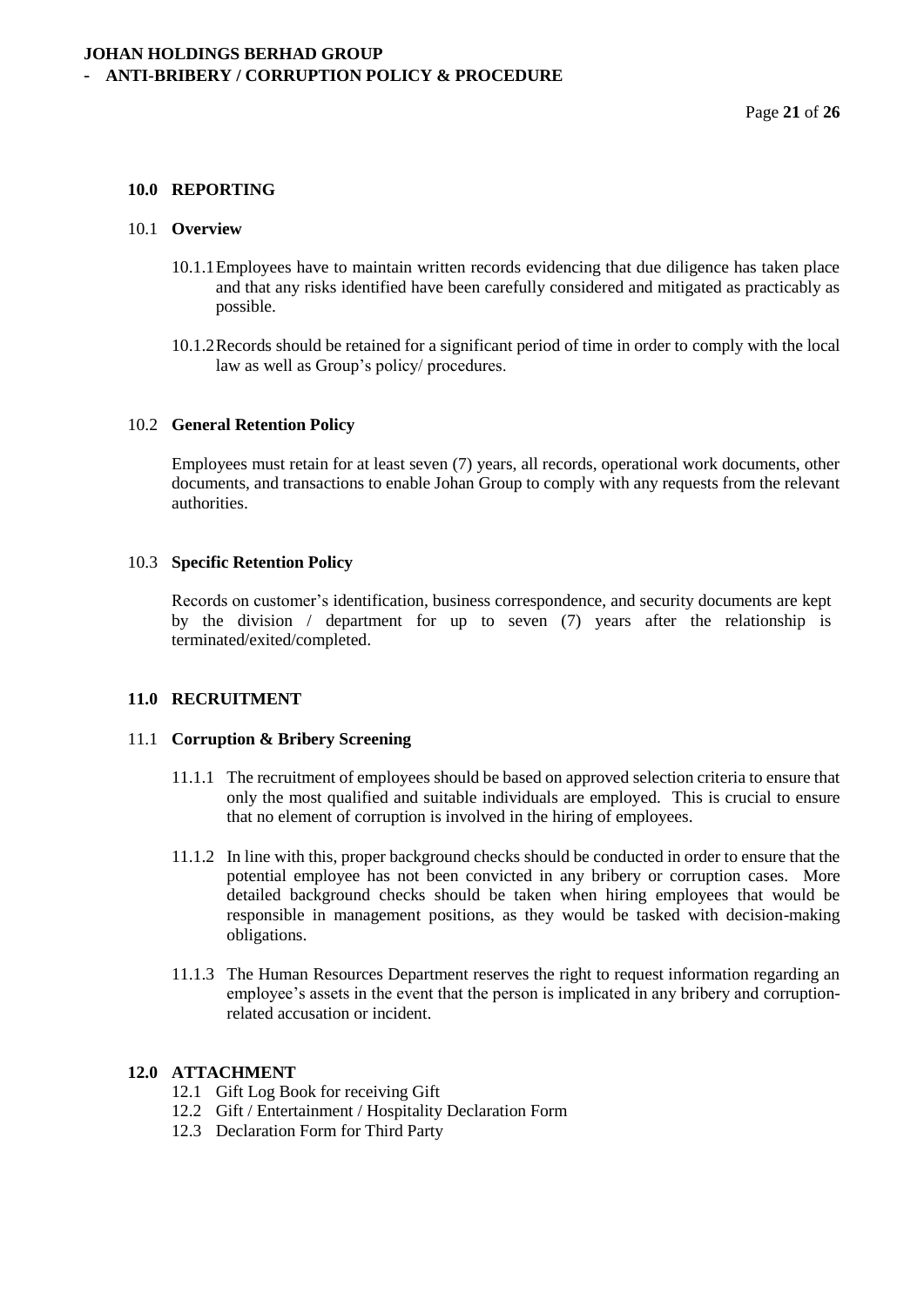## 10.0 REPORTING

### 10.1 Overview

10.1.1 Employees have to maintain written records evidencing that due diligence has taken place and that any risks identified have been carefully considered and mitigated as practicably as possible.

10.1.2 Records should be retained for a significant period of time in order to comply with the local law as well as Group's policy/ procedures.

### 10.2 General Retention Policy

Employees must retain for at least seven (7) years, all records, operational work documents, other documents, and transactions to enable Johan Group to comply with any requests from the relevant authorities.

### 10.3 Specific Retention Policy

Records on customer's identification, business correspondence, and security documents are kept by the division / department for up to seven (7) years after the relationship is terminated/exited/completed.

## 11.0 RECRUITMENT

### 11.1 Corruption & Bribery Screening

11.1.1 The recruitment of employees should be based on approved selection criteria to ensure that only the most qualified and suitable individuals are employed. This is crucial to ensure that no element of corruption is involved in the hiring of employees.

11.1.2 In line with this, proper background checks should be conducted in order to ensure that the potential employee has not been convicted in any bribery or corruption cases. More detailed background checks should be taken when hiring employees that would be responsible in management positions, as they would be tasked with decision-making obligations.

11.1.3 The Human Resources Department reserves the right to request information regarding an employee's assets in the event that the person is implicated in any bribery and corruption-related accusation or incident.

## 12.0 ATTACHMENT

12.1 Gift Log Book for receiving Gift

12.2 Gift / Entertainment / Hospitality Declaration Form

12.3 Declaration Form for Third Party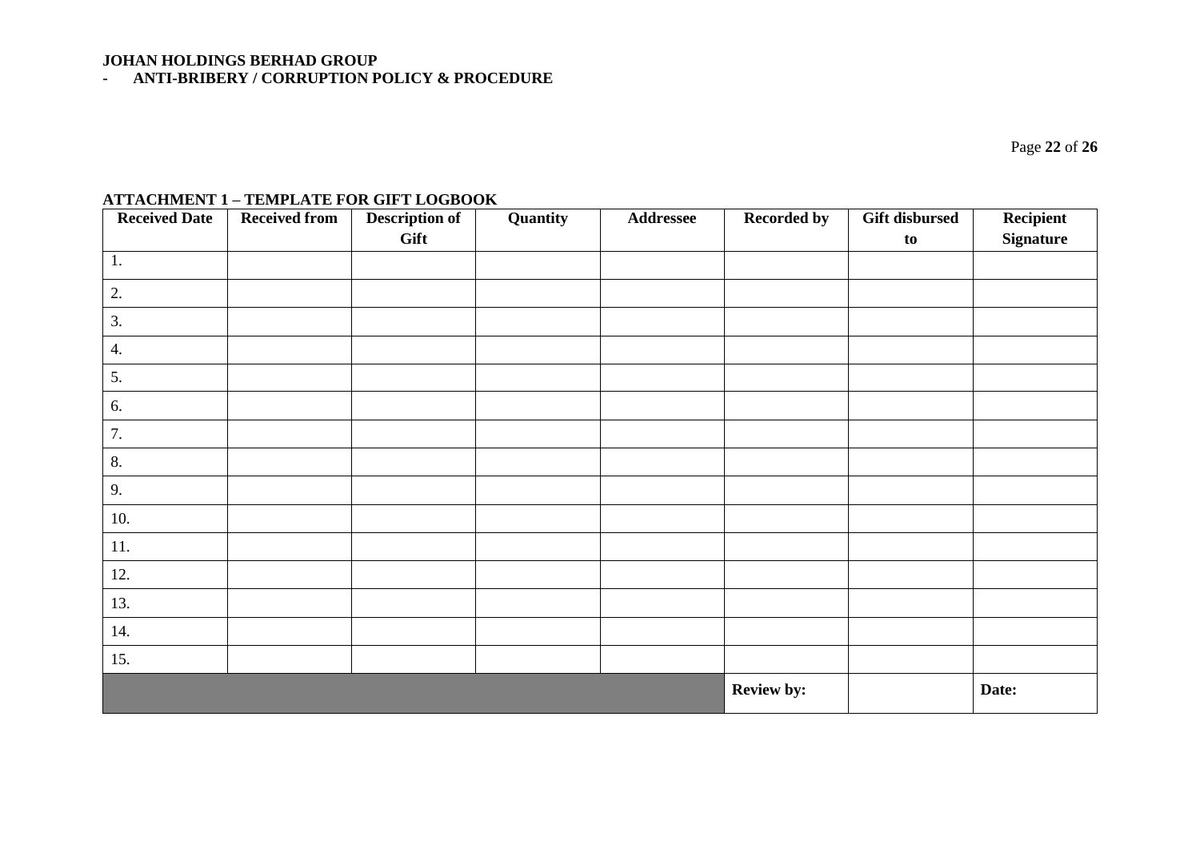## ATTACHMENT 1 – TEMPLATE FOR GIFT LOGBOOK

| Received Date | Received from | Description of Gift | Quantity | Addressee | Recorded by | Gift disbursed to | Recipient Signature |
|---|---|---|---|---|---|---|---|
| 1. | | | | | | | |
| 2. | | | | | | | |
| 3. | | | | | | | |
| 4. | | | | | | | |
| 5. | | | | | | | |
| 6. | | | | | | | |
| 7. | | | | | | | |
| 8. | | | | | | | |
| 9. | | | | | | | |
| 10. | | | | | | | |
| 11. | | | | | | | |
| 12. | | | | | | | |
| 13. | | | | | | | |
| 14. | | | | | | | |
| 15. | | | | | | | |
| | | | | | **Review by:** | | **Date:** |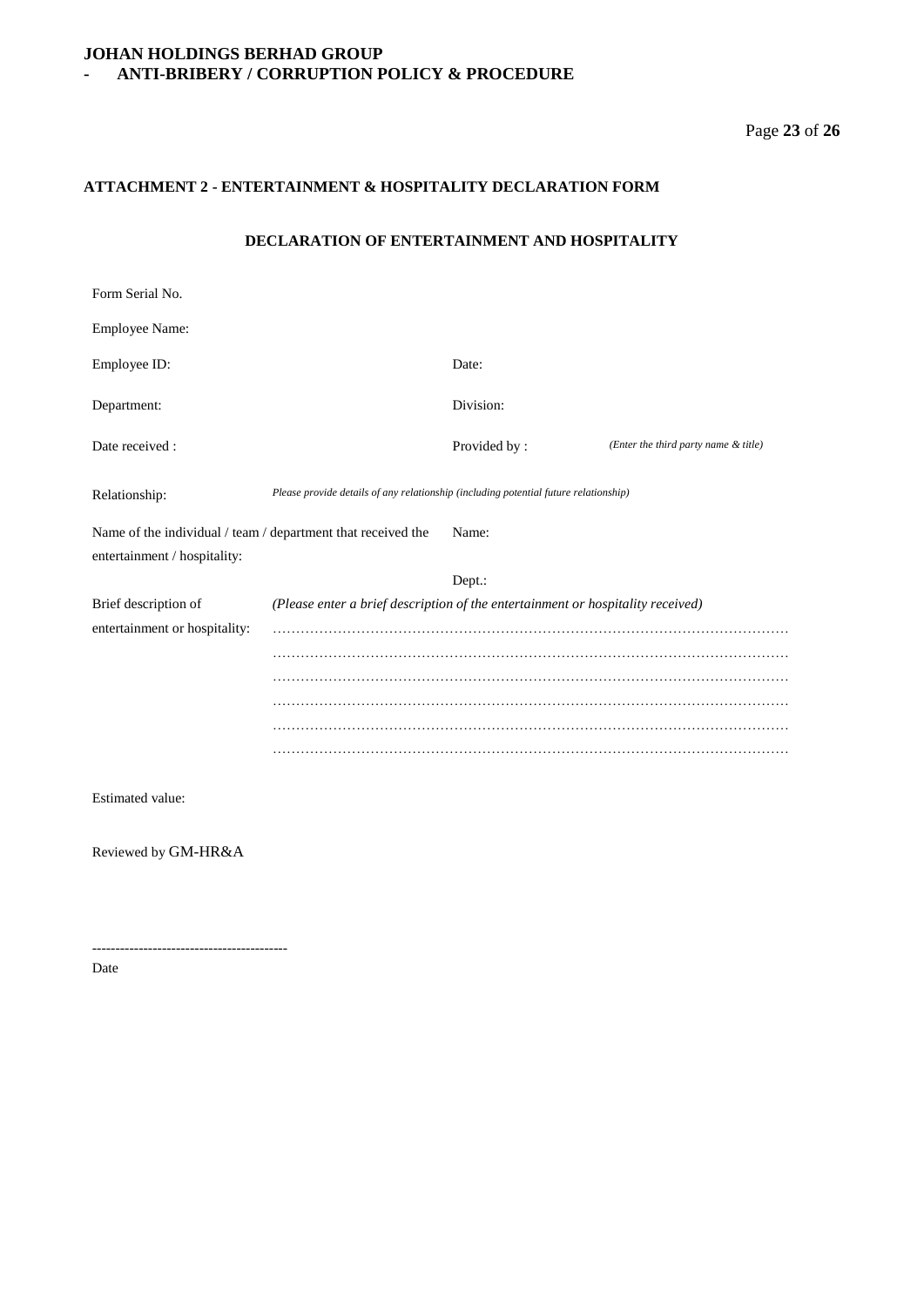## ATTACHMENT 2 - ENTERTAINMENT & HOSPITALITY DECLARATION FORM

### DECLARATION OF ENTERTAINMENT AND HOSPITALITY

Form Serial No.

Employee Name:

Employee ID: Date:

Department: Division:

Date received : Provided by : *(Enter the third party name & title)*

Relationship: *Please provide details of any relationship (including potential future relationship)*

Name of the individual / team / department that received the entertainment / hospitality: Name:

Dept.:

Brief description of entertainment or hospitality: *(Please enter a brief description of the entertainment or hospitality received)*

…………………………………………………………………………………………………

…………………………………………………………………………………………………

…………………………………………………………………………………………………

…………………………………………………………………………………………………

…………………………………………………………………………………………………

…………………………………………………………………………………………………

Estimated value:

Reviewed by GM-HR&A

-----------------------------------------

Date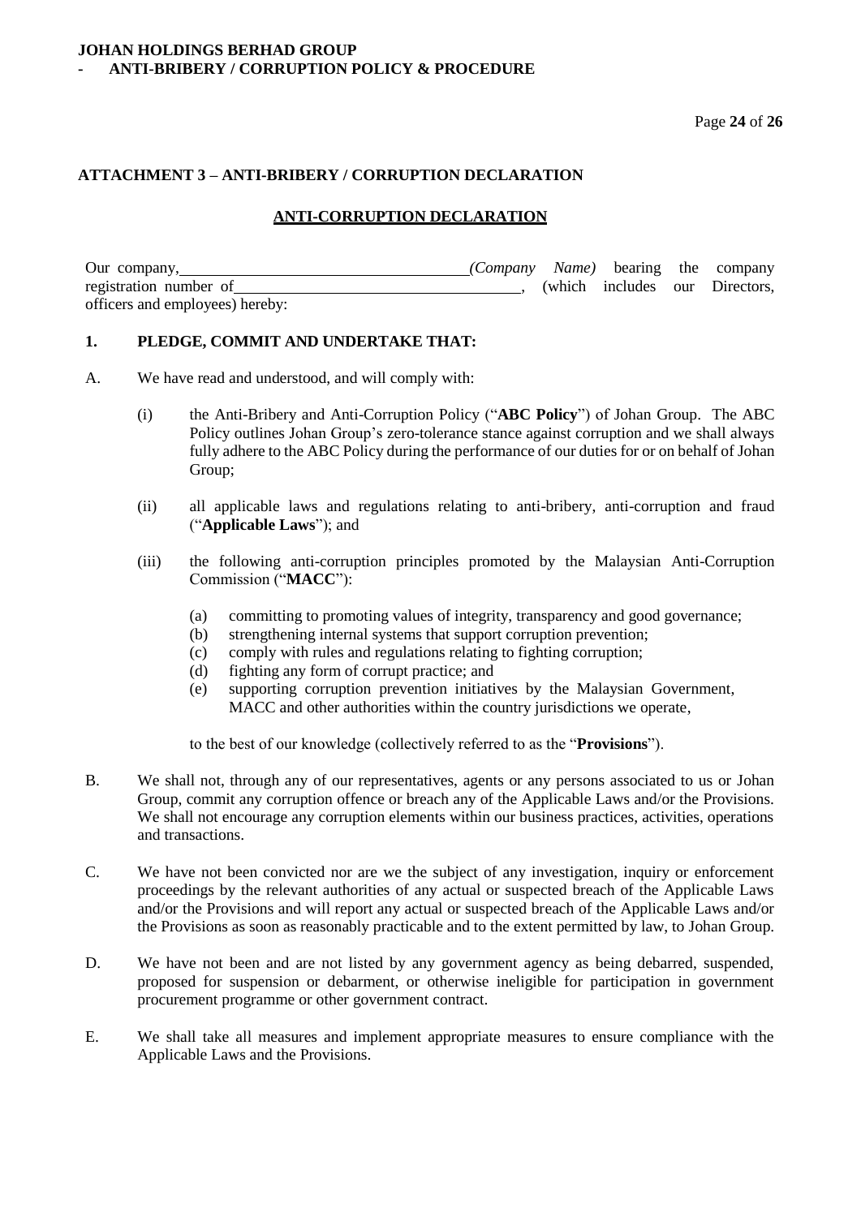## ATTACHMENT 3 – ANTI-BRIBERY / CORRUPTION DECLARATION

### ANTI-CORRUPTION DECLARATION

Our company, \_\_\_\_\_\_\_\_\_\_\_\_\_\_\_\_\_\_\_\_\_\_\_\_\_\_\_\_\_\_\_\_\_\_\_\_ *(Company Name)* bearing the company registration number of \_\_\_\_\_\_\_\_\_\_\_\_\_\_\_\_\_\_\_\_\_\_\_\_\_\_\_\_\_\_\_\_\_\_\_\_, (which includes our Directors, officers and employees) hereby:

**1. PLEDGE, COMMIT AND UNDERTAKE THAT:**

A. We have read and understood, and will comply with:

(i) the Anti-Bribery and Anti-Corruption Policy ("**ABC Policy**") of Johan Group. The ABC Policy outlines Johan Group's zero-tolerance stance against corruption and we shall always fully adhere to the ABC Policy during the performance of our duties for or on behalf of Johan Group;

(ii) all applicable laws and regulations relating to anti-bribery, anti-corruption and fraud ("**Applicable Laws**"); and

(iii) the following anti-corruption principles promoted by the Malaysian Anti-Corruption Commission ("**MACC**"):

(a) committing to promoting values of integrity, transparency and good governance;
(b) strengthening internal systems that support corruption prevention;
(c) comply with rules and regulations relating to fighting corruption;
(d) fighting any form of corrupt practice; and
(e) supporting corruption prevention initiatives by the Malaysian Government, MACC and other authorities within the country jurisdictions we operate,

to the best of our knowledge (collectively referred to as the "**Provisions**").

B. We shall not, through any of our representatives, agents or any persons associated to us or Johan Group, commit any corruption offence or breach any of the Applicable Laws and/or the Provisions. We shall not encourage any corruption elements within our business practices, activities, operations and transactions.

C. We have not been convicted nor are we the subject of any investigation, inquiry or enforcement proceedings by the relevant authorities of any actual or suspected breach of the Applicable Laws and/or the Provisions and will report any actual or suspected breach of the Applicable Laws and/or the Provisions as soon as reasonably practicable and to the extent permitted by law, to Johan Group.

D. We have not been and are not listed by any government agency as being debarred, suspended, proposed for suspension or debarment, or otherwise ineligible for participation in government procurement programme or other government contract.

E. We shall take all measures and implement appropriate measures to ensure compliance with the Applicable Laws and the Provisions.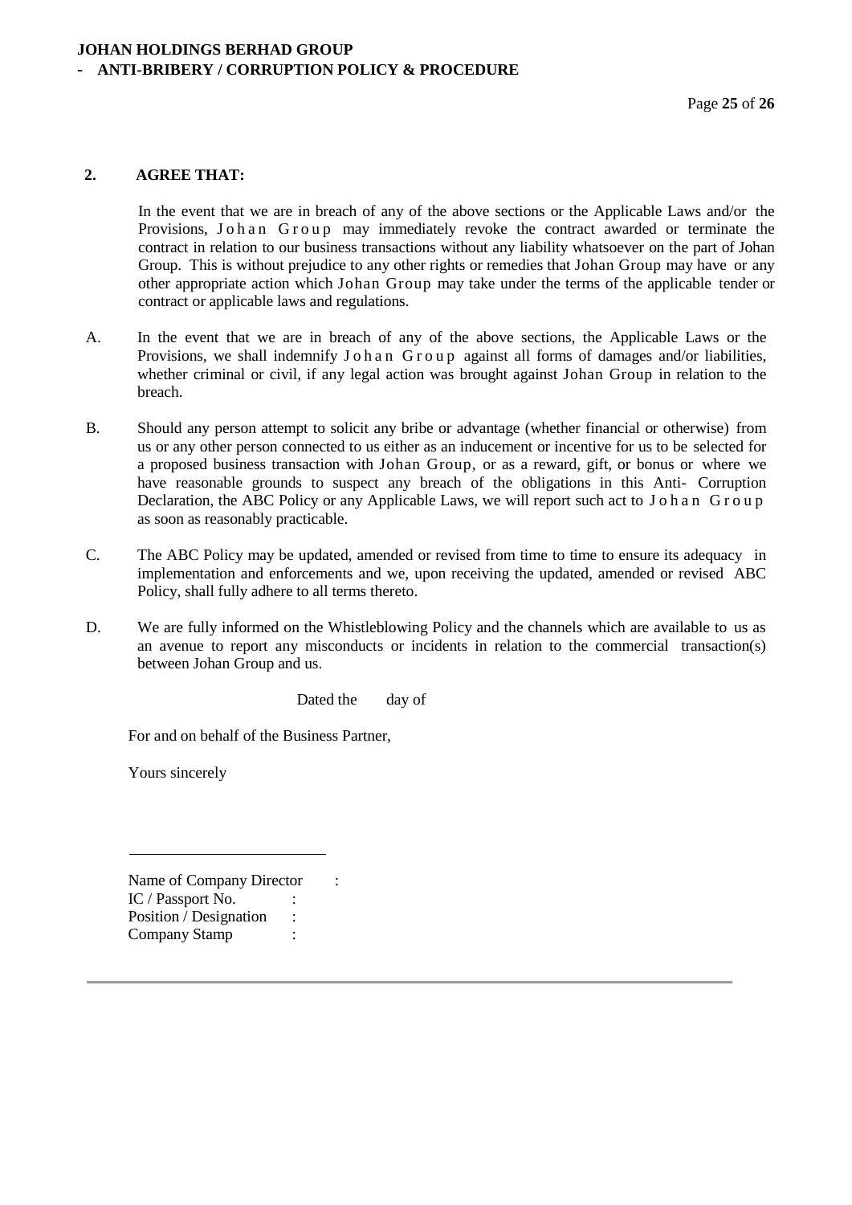**2. AGREE THAT:**

In the event that we are in breach of any of the above sections or the Applicable Laws and/or the Provisions, Johan Group may immediately revoke the contract awarded or terminate the contract in relation to our business transactions without any liability whatsoever on the part of Johan Group. This is without prejudice to any other rights or remedies that Johan Group may have or any other appropriate action which Johan Group may take under the terms of the applicable tender or contract or applicable laws and regulations.

A. In the event that we are in breach of any of the above sections, the Applicable Laws or the Provisions, we shall indemnify Johan Group against all forms of damages and/or liabilities, whether criminal or civil, if any legal action was brought against Johan Group in relation to the breach.

B. Should any person attempt to solicit any bribe or advantage (whether financial or otherwise) from us or any other person connected to us either as an inducement or incentive for us to be selected for a proposed business transaction with Johan Group, or as a reward, gift, or bonus or where we have reasonable grounds to suspect any breach of the obligations in this Anti- Corruption Declaration, the ABC Policy or any Applicable Laws, we will report such act to Johan Group as soon as reasonably practicable.

C. The ABC Policy may be updated, amended or revised from time to time to ensure its adequacy in implementation and enforcements and we, upon receiving the updated, amended or revised ABC Policy, shall fully adhere to all terms thereto.

D. We are fully informed on the Whistleblowing Policy and the channels which are available to us as an avenue to report any misconducts or incidents in relation to the commercial transaction(s) between Johan Group and us.

Dated the day of

For and on behalf of the Business Partner,

Yours sincerely

\_\_\_\_\_\_\_\_\_\_\_\_\_\_\_\_\_\_\_\_\_\_\_\_\_\_

Name of Company Director :
IC / Passport No. :
Position / Designation :
Company Stamp :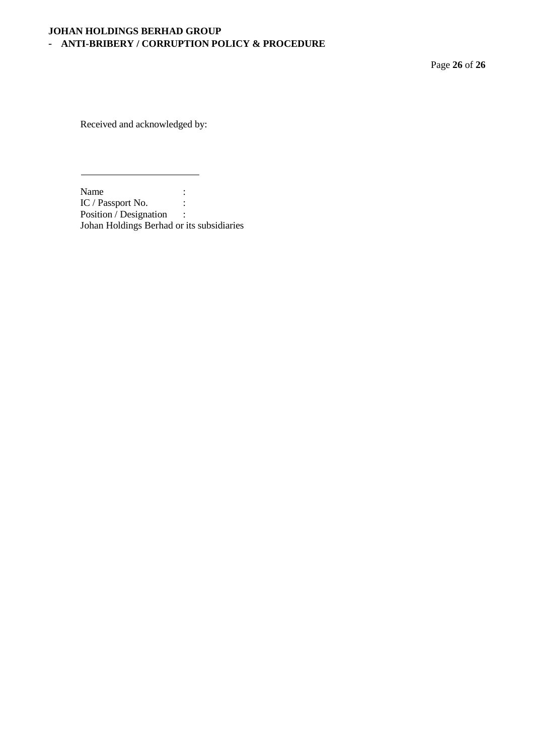Received and acknowledged by:

\_\_\_\_\_\_\_\_\_\_\_\_\_\_\_\_\_\_\_\_\_\_\_\_

Name :
IC / Passport No. :
Position / Designation :
Johan Holdings Berhad or its subsidiaries